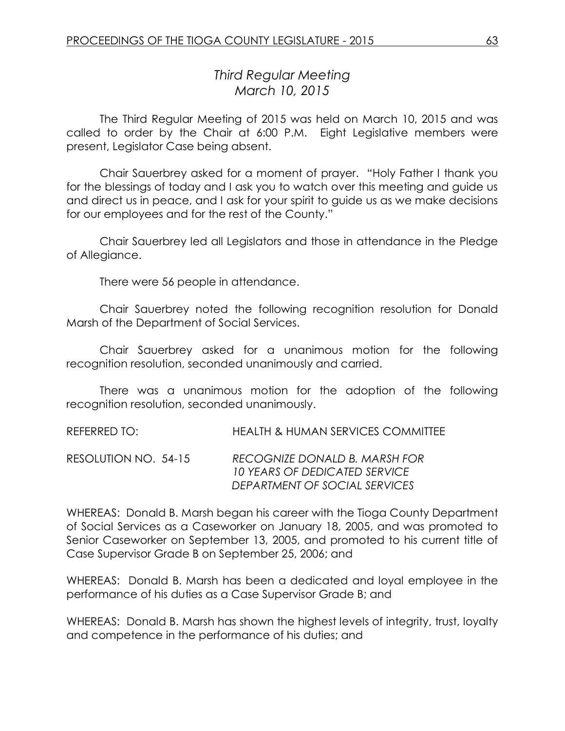# *Third Regular Meeting*
# *March 10, 2015*

The Third Regular Meeting of 2015 was held on March 10, 2015 and was called to order by the Chair at 6:00 P.M. Eight Legislative members were present, Legislator Case being absent.

Chair Sauerbrey asked for a moment of prayer. "Holy Father I thank you for the blessings of today and I ask you to watch over this meeting and guide us and direct us in peace, and I ask for your spirit to guide us as we make decisions for our employees and for the rest of the County."

Chair Sauerbrey led all Legislators and those in attendance in the Pledge of Allegiance.

There were 56 people in attendance.

Chair Sauerbrey noted the following recognition resolution for Donald Marsh of the Department of Social Services.

Chair Sauerbrey asked for a unanimous motion for the following recognition resolution, seconded unanimously and carried.

There was a unanimous motion for the adoption of the following recognition resolution, seconded unanimously.

REFERRED TO: HEALTH & HUMAN SERVICES COMMITTEE

RESOLUTION NO. 54-15 *RECOGNIZE DONALD B. MARSH FOR 10 YEARS OF DEDICATED SERVICE DEPARTMENT OF SOCIAL SERVICES*

WHEREAS: Donald B. Marsh began his career with the Tioga County Department of Social Services as a Caseworker on January 18, 2005, and was promoted to Senior Caseworker on September 13, 2005, and promoted to his current title of Case Supervisor Grade B on September 25, 2006; and

WHEREAS: Donald B. Marsh has been a dedicated and loyal employee in the performance of his duties as a Case Supervisor Grade B; and

WHEREAS: Donald B. Marsh has shown the highest levels of integrity, trust, loyalty and competence in the performance of his duties; and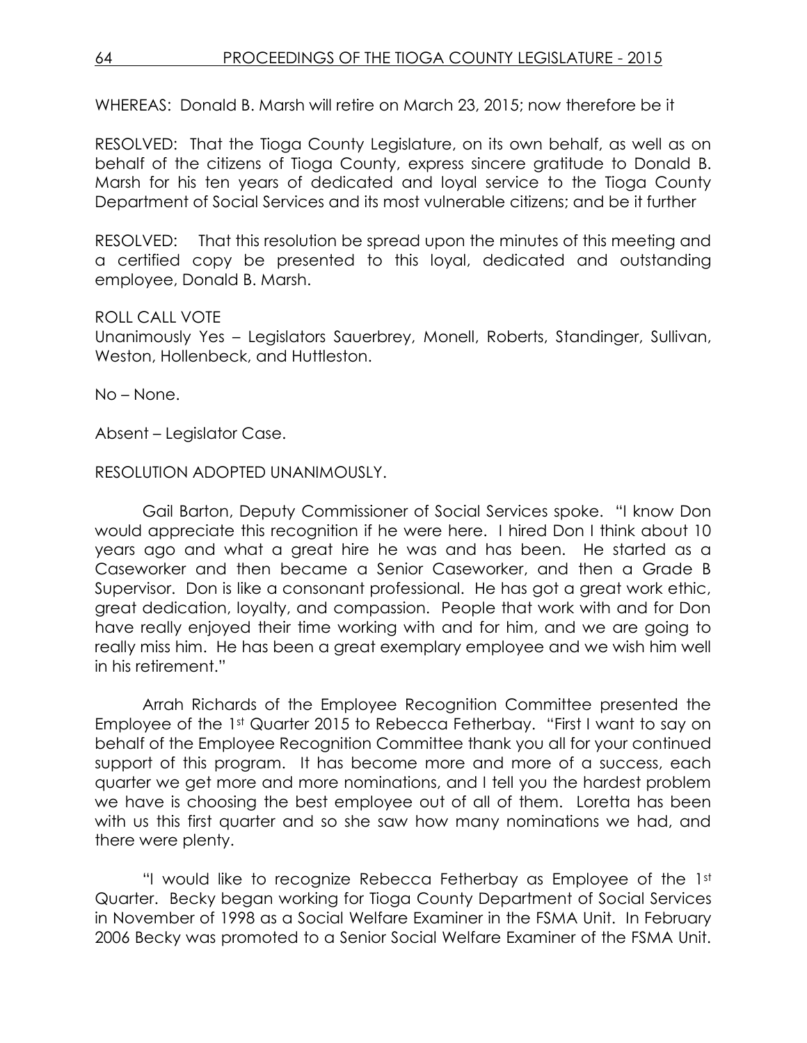WHEREAS: Donald B. Marsh will retire on March 23, 2015; now therefore be it

RESOLVED: That the Tioga County Legislature, on its own behalf, as well as on behalf of the citizens of Tioga County, express sincere gratitude to Donald B. Marsh for his ten years of dedicated and loyal service to the Tioga County Department of Social Services and its most vulnerable citizens; and be it further

RESOLVED: That this resolution be spread upon the minutes of this meeting and a certified copy be presented to this loyal, dedicated and outstanding employee, Donald B. Marsh.

ROLL CALL VOTE
Unanimously Yes – Legislators Sauerbrey, Monell, Roberts, Standinger, Sullivan, Weston, Hollenbeck, and Huttleston.

No – None.

Absent – Legislator Case.

RESOLUTION ADOPTED UNANIMOUSLY.

Gail Barton, Deputy Commissioner of Social Services spoke. "I know Don would appreciate this recognition if he were here. I hired Don I think about 10 years ago and what a great hire he was and has been. He started as a Caseworker and then became a Senior Caseworker, and then a Grade B Supervisor. Don is like a consonant professional. He has got a great work ethic, great dedication, loyalty, and compassion. People that work with and for Don have really enjoyed their time working with and for him, and we are going to really miss him. He has been a great exemplary employee and we wish him well in his retirement."

Arrah Richards of the Employee Recognition Committee presented the Employee of the 1st Quarter 2015 to Rebecca Fetherbay. "First I want to say on behalf of the Employee Recognition Committee thank you all for your continued support of this program. It has become more and more of a success, each quarter we get more and more nominations, and I tell you the hardest problem we have is choosing the best employee out of all of them. Loretta has been with us this first quarter and so she saw how many nominations we had, and there were plenty.

"I would like to recognize Rebecca Fetherbay as Employee of the 1st Quarter. Becky began working for Tioga County Department of Social Services in November of 1998 as a Social Welfare Examiner in the FSMA Unit. In February 2006 Becky was promoted to a Senior Social Welfare Examiner of the FSMA Unit.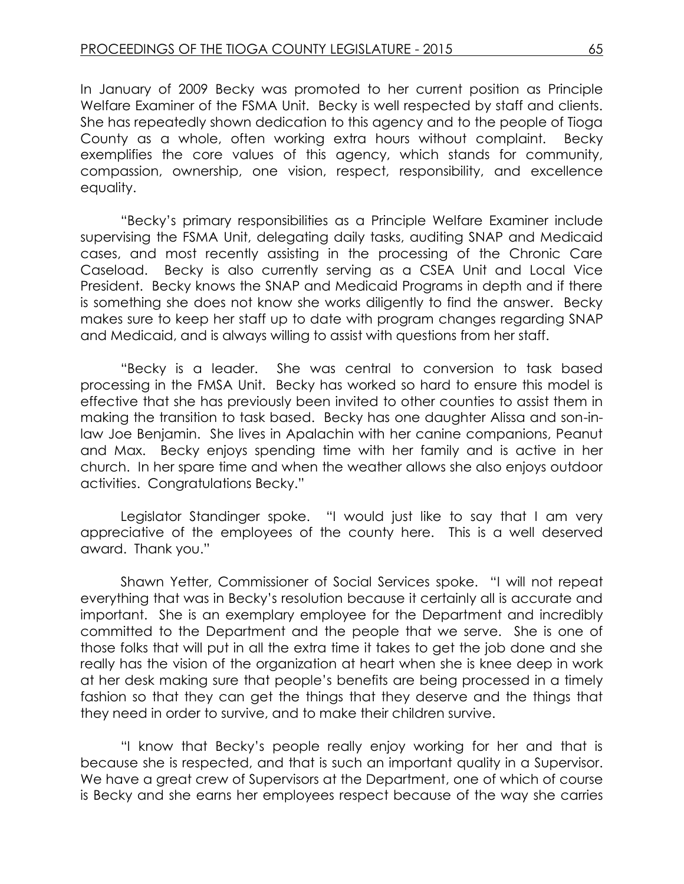In January of 2009 Becky was promoted to her current position as Principle Welfare Examiner of the FSMA Unit. Becky is well respected by staff and clients. She has repeatedly shown dedication to this agency and to the people of Tioga County as a whole, often working extra hours without complaint. Becky exemplifies the core values of this agency, which stands for community, compassion, ownership, one vision, respect, responsibility, and excellence equality.

"Becky's primary responsibilities as a Principle Welfare Examiner include supervising the FSMA Unit, delegating daily tasks, auditing SNAP and Medicaid cases, and most recently assisting in the processing of the Chronic Care Caseload. Becky is also currently serving as a CSEA Unit and Local Vice President. Becky knows the SNAP and Medicaid Programs in depth and if there is something she does not know she works diligently to find the answer. Becky makes sure to keep her staff up to date with program changes regarding SNAP and Medicaid, and is always willing to assist with questions from her staff.

"Becky is a leader. She was central to conversion to task based processing in the FMSA Unit. Becky has worked so hard to ensure this model is effective that she has previously been invited to other counties to assist them in making the transition to task based. Becky has one daughter Alissa and son-in-law Joe Benjamin. She lives in Apalachin with her canine companions, Peanut and Max. Becky enjoys spending time with her family and is active in her church. In her spare time and when the weather allows she also enjoys outdoor activities. Congratulations Becky."

Legislator Standinger spoke. "I would just like to say that I am very appreciative of the employees of the county here. This is a well deserved award. Thank you."

Shawn Yetter, Commissioner of Social Services spoke. "I will not repeat everything that was in Becky's resolution because it certainly all is accurate and important. She is an exemplary employee for the Department and incredibly committed to the Department and the people that we serve. She is one of those folks that will put in all the extra time it takes to get the job done and she really has the vision of the organization at heart when she is knee deep in work at her desk making sure that people's benefits are being processed in a timely fashion so that they can get the things that they deserve and the things that they need in order to survive, and to make their children survive.

"I know that Becky's people really enjoy working for her and that is because she is respected, and that is such an important quality in a Supervisor. We have a great crew of Supervisors at the Department, one of which of course is Becky and she earns her employees respect because of the way she carries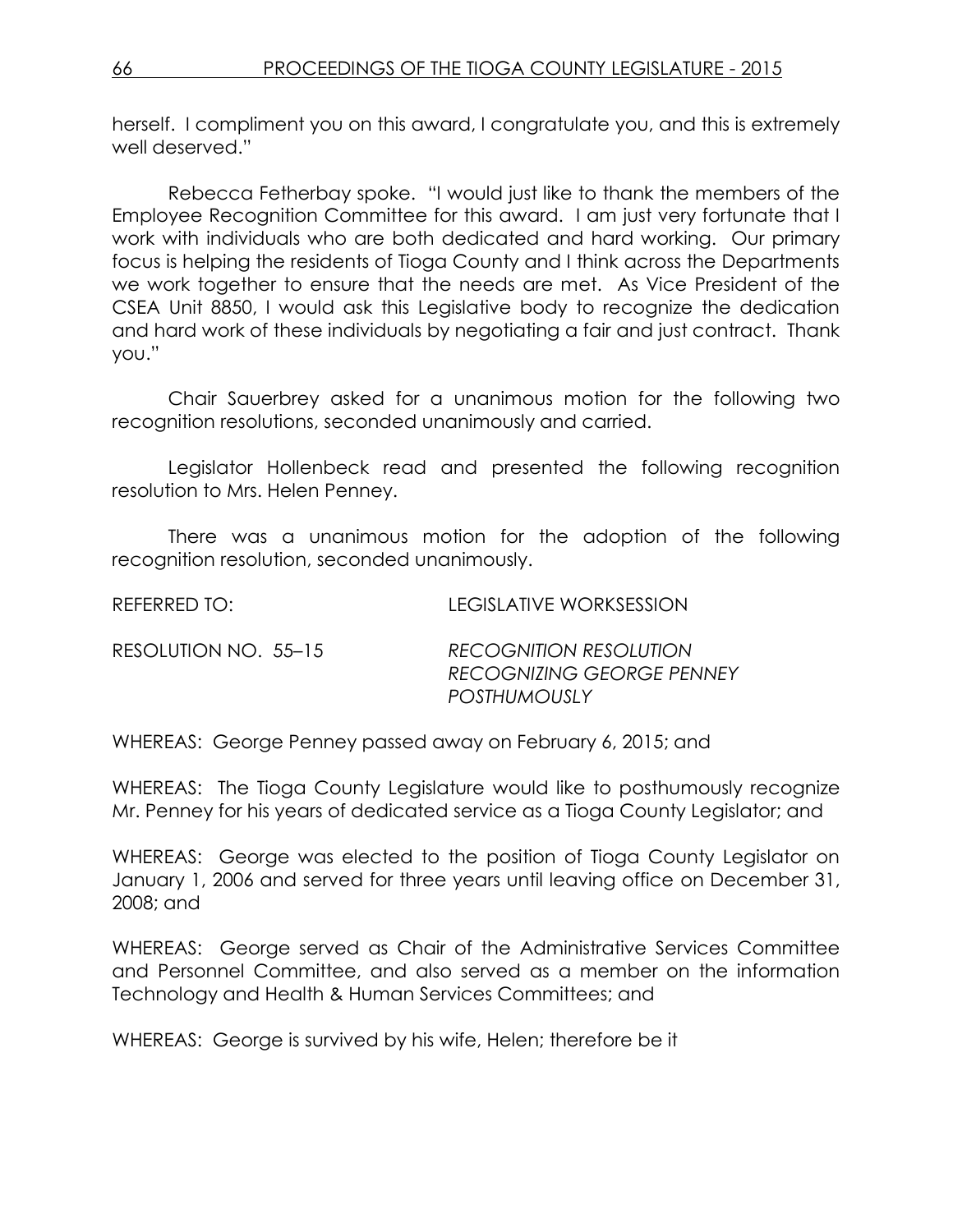herself. I compliment you on this award, I congratulate you, and this is extremely well deserved."

Rebecca Fetherbay spoke. "I would just like to thank the members of the Employee Recognition Committee for this award. I am just very fortunate that I work with individuals who are both dedicated and hard working. Our primary focus is helping the residents of Tioga County and I think across the Departments we work together to ensure that the needs are met. As Vice President of the CSEA Unit 8850, I would ask this Legislative body to recognize the dedication and hard work of these individuals by negotiating a fair and just contract. Thank you."

Chair Sauerbrey asked for a unanimous motion for the following two recognition resolutions, seconded unanimously and carried.

Legislator Hollenbeck read and presented the following recognition resolution to Mrs. Helen Penney.

There was a unanimous motion for the adoption of the following recognition resolution, seconded unanimously.

REFERRED TO: LEGISLATIVE WORKSESSION

RESOLUTION NO. 55–15 *RECOGNITION RESOLUTION RECOGNIZING GEORGE PENNEY POSTHUMOUSLY*

WHEREAS: George Penney passed away on February 6, 2015; and

WHEREAS: The Tioga County Legislature would like to posthumously recognize Mr. Penney for his years of dedicated service as a Tioga County Legislator; and

WHEREAS: George was elected to the position of Tioga County Legislator on January 1, 2006 and served for three years until leaving office on December 31, 2008; and

WHEREAS: George served as Chair of the Administrative Services Committee and Personnel Committee, and also served as a member on the information Technology and Health & Human Services Committees; and

WHEREAS: George is survived by his wife, Helen; therefore be it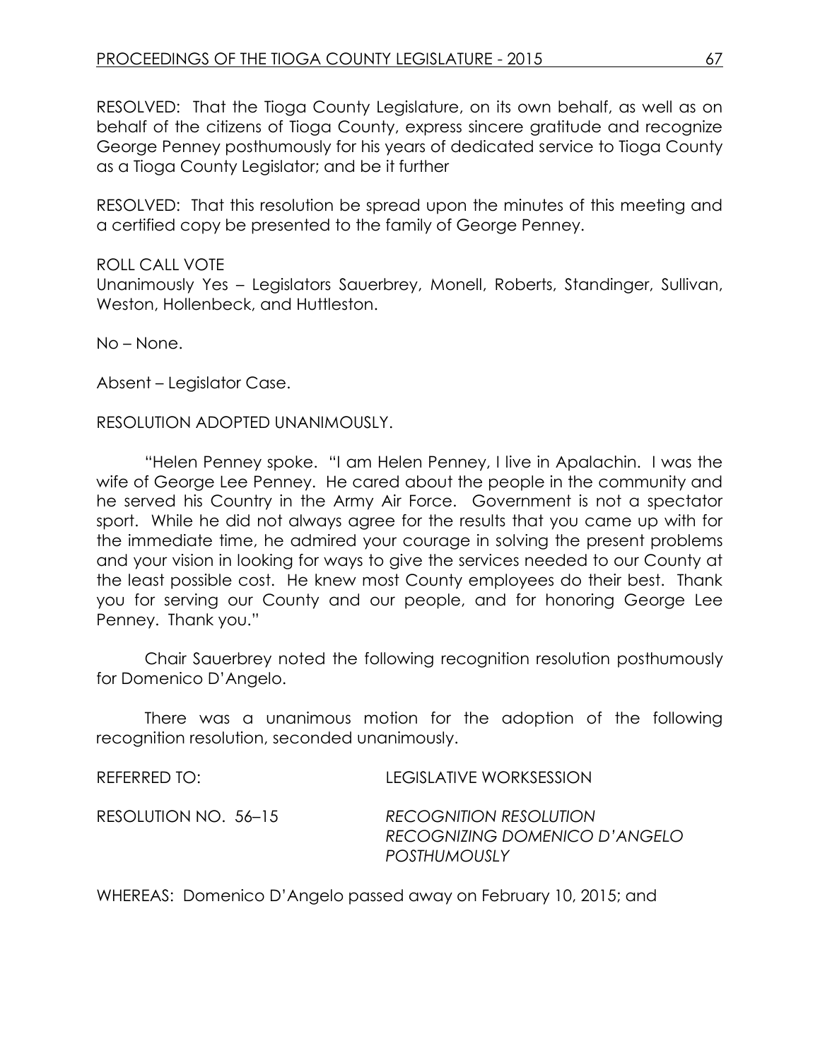RESOLVED: That the Tioga County Legislature, on its own behalf, as well as on behalf of the citizens of Tioga County, express sincere gratitude and recognize George Penney posthumously for his years of dedicated service to Tioga County as a Tioga County Legislator; and be it further

RESOLVED: That this resolution be spread upon the minutes of this meeting and a certified copy be presented to the family of George Penney.

ROLL CALL VOTE
Unanimously Yes – Legislators Sauerbrey, Monell, Roberts, Standinger, Sullivan, Weston, Hollenbeck, and Huttleston.

No – None.

Absent – Legislator Case.

RESOLUTION ADOPTED UNANIMOUSLY.

"Helen Penney spoke. "I am Helen Penney, I live in Apalachin. I was the wife of George Lee Penney. He cared about the people in the community and he served his Country in the Army Air Force. Government is not a spectator sport. While he did not always agree for the results that you came up with for the immediate time, he admired your courage in solving the present problems and your vision in looking for ways to give the services needed to our County at the least possible cost. He knew most County employees do their best. Thank you for serving our County and our people, and for honoring George Lee Penney. Thank you."

Chair Sauerbrey noted the following recognition resolution posthumously for Domenico D'Angelo.

There was a unanimous motion for the adoption of the following recognition resolution, seconded unanimously.

REFERRED TO: LEGISLATIVE WORKSESSION

RESOLUTION NO. 56–15 *RECOGNITION RESOLUTION RECOGNIZING DOMENICO D'ANGELO POSTHUMOUSLY*

WHEREAS: Domenico D'Angelo passed away on February 10, 2015; and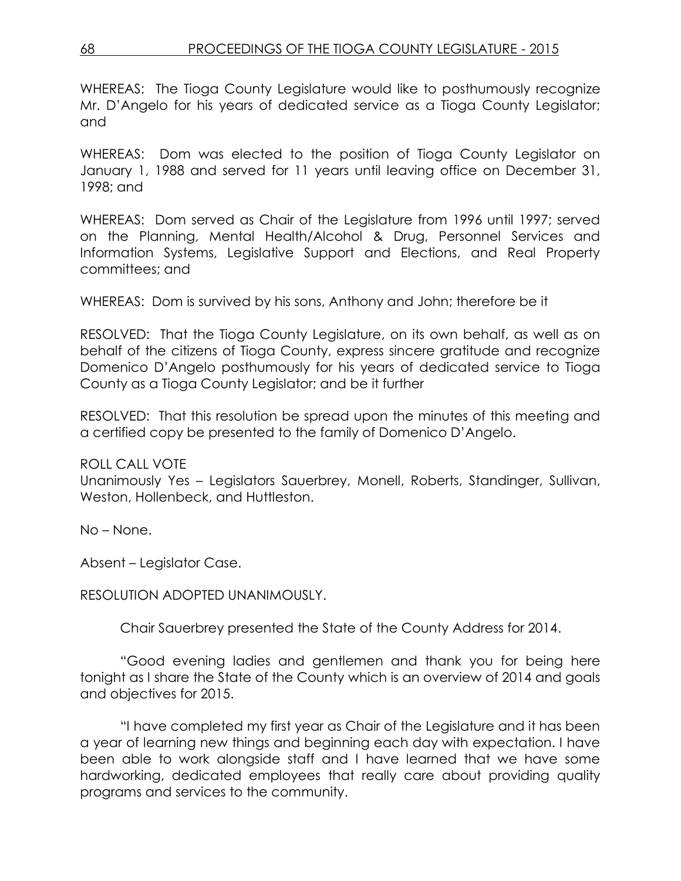WHEREAS: The Tioga County Legislature would like to posthumously recognize Mr. D'Angelo for his years of dedicated service as a Tioga County Legislator; and

WHEREAS: Dom was elected to the position of Tioga County Legislator on January 1, 1988 and served for 11 years until leaving office on December 31, 1998; and

WHEREAS: Dom served as Chair of the Legislature from 1996 until 1997; served on the Planning, Mental Health/Alcohol & Drug, Personnel Services and Information Systems, Legislative Support and Elections, and Real Property committees; and

WHEREAS: Dom is survived by his sons, Anthony and John; therefore be it

RESOLVED: That the Tioga County Legislature, on its own behalf, as well as on behalf of the citizens of Tioga County, express sincere gratitude and recognize Domenico D'Angelo posthumously for his years of dedicated service to Tioga County as a Tioga County Legislator; and be it further

RESOLVED: That this resolution be spread upon the minutes of this meeting and a certified copy be presented to the family of Domenico D'Angelo.

ROLL CALL VOTE
Unanimously Yes – Legislators Sauerbrey, Monell, Roberts, Standinger, Sullivan, Weston, Hollenbeck, and Huttleston.

No – None.

Absent – Legislator Case.

RESOLUTION ADOPTED UNANIMOUSLY.

Chair Sauerbrey presented the State of the County Address for 2014.

"Good evening ladies and gentlemen and thank you for being here tonight as I share the State of the County which is an overview of 2014 and goals and objectives for 2015.

"I have completed my first year as Chair of the Legislature and it has been a year of learning new things and beginning each day with expectation. I have been able to work alongside staff and I have learned that we have some hardworking, dedicated employees that really care about providing quality programs and services to the community.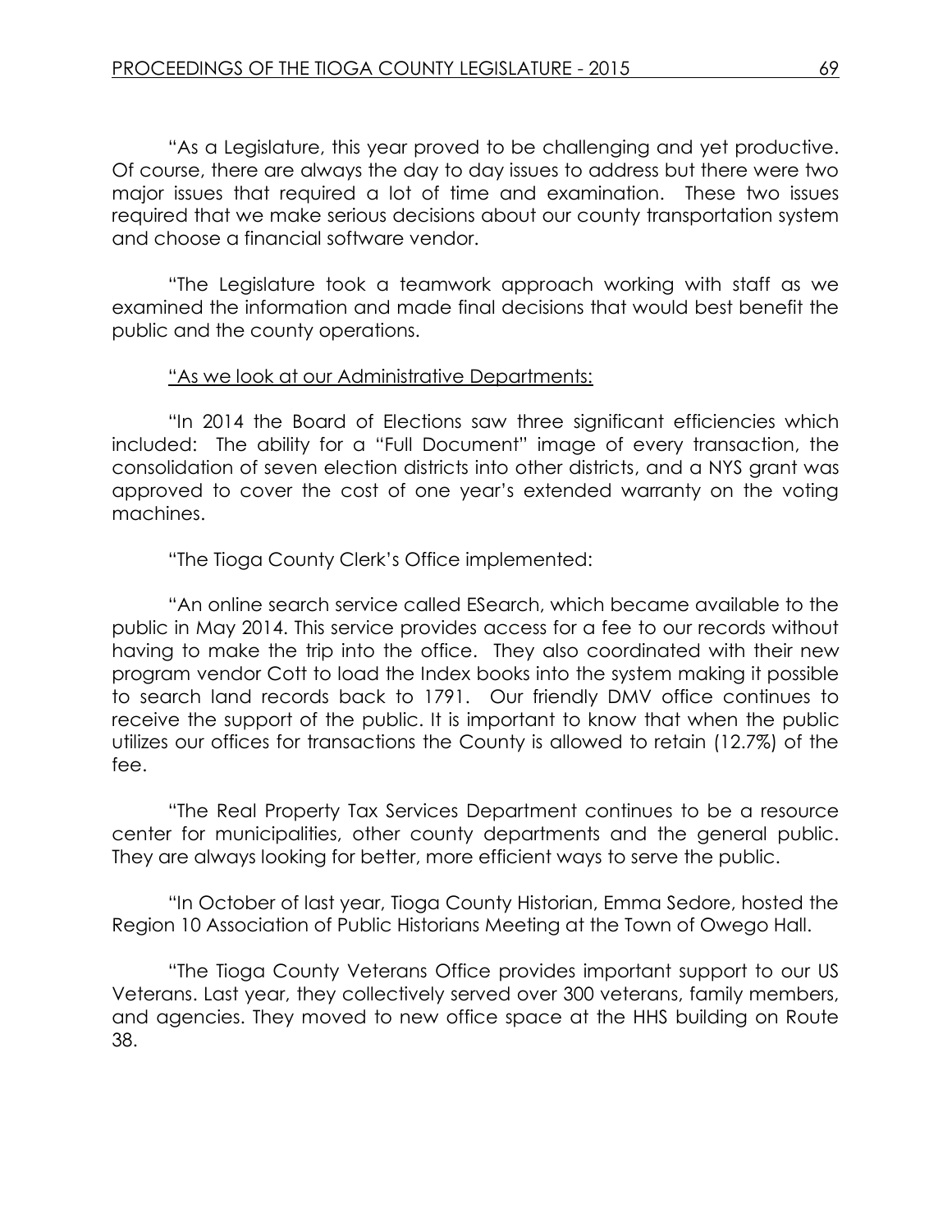"As a Legislature, this year proved to be challenging and yet productive. Of course, there are always the day to day issues to address but there were two major issues that required a lot of time and examination. These two issues required that we make serious decisions about our county transportation system and choose a financial software vendor.

"The Legislature took a teamwork approach working with staff as we examined the information and made final decisions that would best benefit the public and the county operations.

"<u>As we look at our Administrative Departments:</u>

"In 2014 the Board of Elections saw three significant efficiencies which included: The ability for a "Full Document" image of every transaction, the consolidation of seven election districts into other districts, and a NYS grant was approved to cover the cost of one year's extended warranty on the voting machines.

"The Tioga County Clerk's Office implemented:

"An online search service called ESearch, which became available to the public in May 2014. This service provides access for a fee to our records without having to make the trip into the office. They also coordinated with their new program vendor Cott to load the Index books into the system making it possible to search land records back to 1791. Our friendly DMV office continues to receive the support of the public. It is important to know that when the public utilizes our offices for transactions the County is allowed to retain (12.7%) of the fee.

"The Real Property Tax Services Department continues to be a resource center for municipalities, other county departments and the general public. They are always looking for better, more efficient ways to serve the public.

"In October of last year, Tioga County Historian, Emma Sedore, hosted the Region 10 Association of Public Historians Meeting at the Town of Owego Hall.

"The Tioga County Veterans Office provides important support to our US Veterans. Last year, they collectively served over 300 veterans, family members, and agencies. They moved to new office space at the HHS building on Route 38.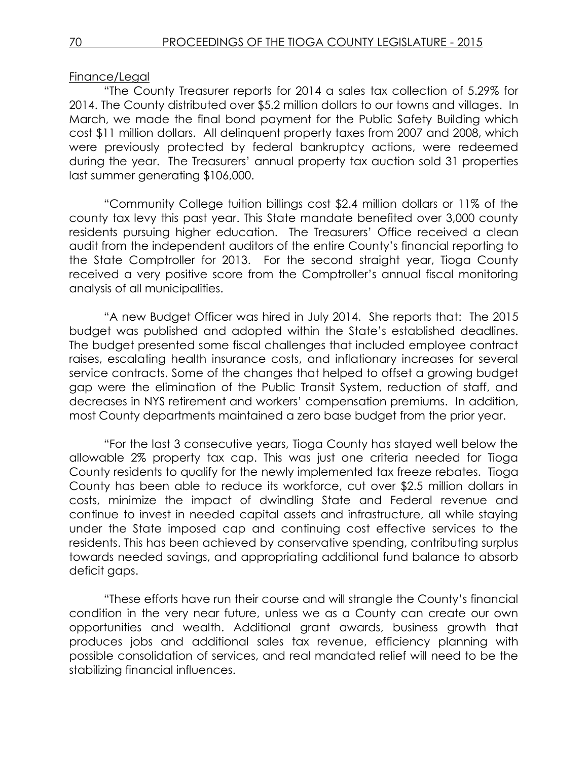Finance/Legal

"The County Treasurer reports for 2014 a sales tax collection of 5.29% for 2014. The County distributed over $5.2 million dollars to our towns and villages. In March, we made the final bond payment for the Public Safety Building which cost $11 million dollars. All delinquent property taxes from 2007 and 2008, which were previously protected by federal bankruptcy actions, were redeemed during the year. The Treasurers' annual property tax auction sold 31 properties last summer generating $106,000.

"Community College tuition billings cost $2.4 million dollars or 11% of the county tax levy this past year. This State mandate benefited over 3,000 county residents pursuing higher education. The Treasurers' Office received a clean audit from the independent auditors of the entire County's financial reporting to the State Comptroller for 2013. For the second straight year, Tioga County received a very positive score from the Comptroller's annual fiscal monitoring analysis of all municipalities.

"A new Budget Officer was hired in July 2014. She reports that: The 2015 budget was published and adopted within the State's established deadlines. The budget presented some fiscal challenges that included employee contract raises, escalating health insurance costs, and inflationary increases for several service contracts. Some of the changes that helped to offset a growing budget gap were the elimination of the Public Transit System, reduction of staff, and decreases in NYS retirement and workers' compensation premiums. In addition, most County departments maintained a zero base budget from the prior year.

"For the last 3 consecutive years, Tioga County has stayed well below the allowable 2% property tax cap. This was just one criteria needed for Tioga County residents to qualify for the newly implemented tax freeze rebates. Tioga County has been able to reduce its workforce, cut over $2.5 million dollars in costs, minimize the impact of dwindling State and Federal revenue and continue to invest in needed capital assets and infrastructure, all while staying under the State imposed cap and continuing cost effective services to the residents. This has been achieved by conservative spending, contributing surplus towards needed savings, and appropriating additional fund balance to absorb deficit gaps.

"These efforts have run their course and will strangle the County's financial condition in the very near future, unless we as a County can create our own opportunities and wealth. Additional grant awards, business growth that produces jobs and additional sales tax revenue, efficiency planning with possible consolidation of services, and real mandated relief will need to be the stabilizing financial influences.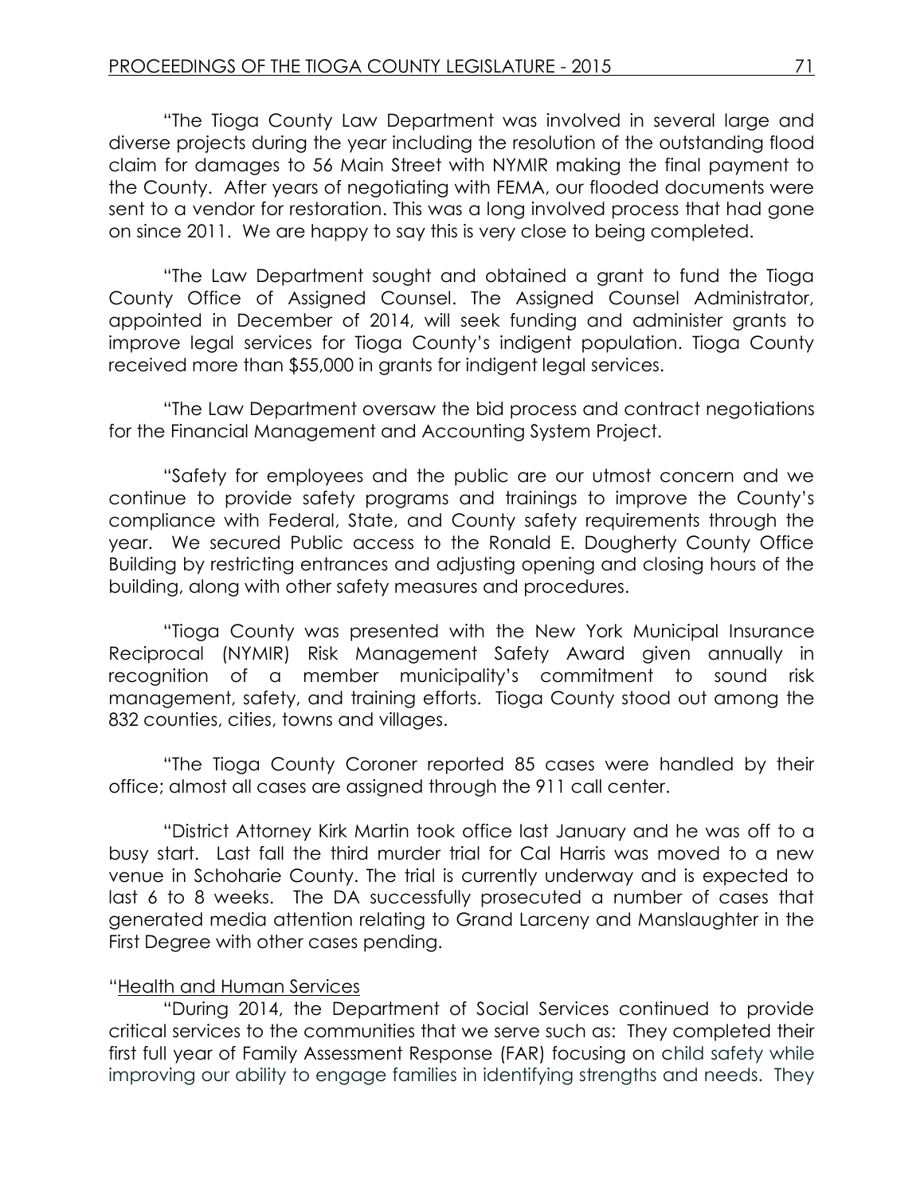"The Tioga County Law Department was involved in several large and diverse projects during the year including the resolution of the outstanding flood claim for damages to 56 Main Street with NYMIR making the final payment to the County. After years of negotiating with FEMA, our flooded documents were sent to a vendor for restoration. This was a long involved process that had gone on since 2011. We are happy to say this is very close to being completed.

"The Law Department sought and obtained a grant to fund the Tioga County Office of Assigned Counsel. The Assigned Counsel Administrator, appointed in December of 2014, will seek funding and administer grants to improve legal services for Tioga County's indigent population. Tioga County received more than $55,000 in grants for indigent legal services.

"The Law Department oversaw the bid process and contract negotiations for the Financial Management and Accounting System Project.

"Safety for employees and the public are our utmost concern and we continue to provide safety programs and trainings to improve the County's compliance with Federal, State, and County safety requirements through the year. We secured Public access to the Ronald E. Dougherty County Office Building by restricting entrances and adjusting opening and closing hours of the building, along with other safety measures and procedures.

"Tioga County was presented with the New York Municipal Insurance Reciprocal (NYMIR) Risk Management Safety Award given annually in recognition of a member municipality's commitment to sound risk management, safety, and training efforts. Tioga County stood out among the 832 counties, cities, towns and villages.

"The Tioga County Coroner reported 85 cases were handled by their office; almost all cases are assigned through the 911 call center.

"District Attorney Kirk Martin took office last January and he was off to a busy start. Last fall the third murder trial for Cal Harris was moved to a new venue in Schoharie County. The trial is currently underway and is expected to last 6 to 8 weeks. The DA successfully prosecuted a number of cases that generated media attention relating to Grand Larceny and Manslaughter in the First Degree with other cases pending.

"Health and Human Services

"During 2014, the Department of Social Services continued to provide critical services to the communities that we serve such as: They completed their first full year of Family Assessment Response (FAR) focusing on child safety while improving our ability to engage families in identifying strengths and needs. They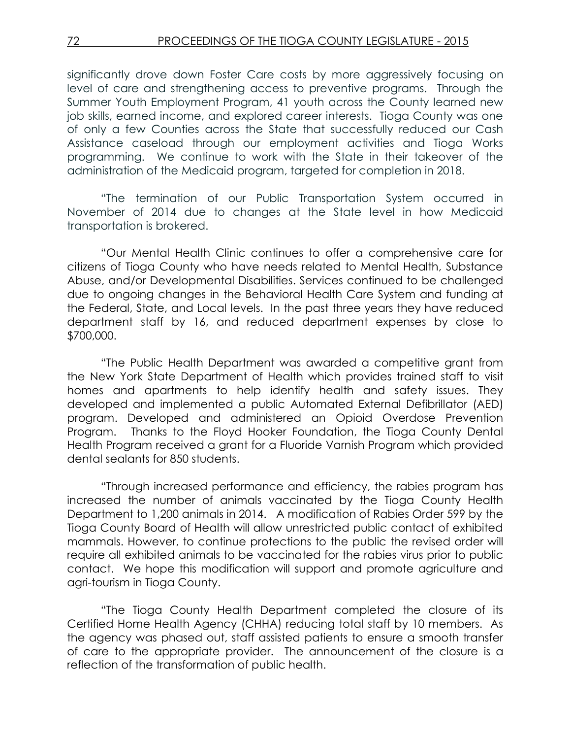significantly drove down Foster Care costs by more aggressively focusing on level of care and strengthening access to preventive programs. Through the Summer Youth Employment Program, 41 youth across the County learned new job skills, earned income, and explored career interests. Tioga County was one of only a few Counties across the State that successfully reduced our Cash Assistance caseload through our employment activities and Tioga Works programming. We continue to work with the State in their takeover of the administration of the Medicaid program, targeted for completion in 2018.

"The termination of our Public Transportation System occurred in November of 2014 due to changes at the State level in how Medicaid transportation is brokered.

"Our Mental Health Clinic continues to offer a comprehensive care for citizens of Tioga County who have needs related to Mental Health, Substance Abuse, and/or Developmental Disabilities. Services continued to be challenged due to ongoing changes in the Behavioral Health Care System and funding at the Federal, State, and Local levels. In the past three years they have reduced department staff by 16, and reduced department expenses by close to $700,000.

"The Public Health Department was awarded a competitive grant from the New York State Department of Health which provides trained staff to visit homes and apartments to help identify health and safety issues. They developed and implemented a public Automated External Defibrillator (AED) program. Developed and administered an Opioid Overdose Prevention Program. Thanks to the Floyd Hooker Foundation, the Tioga County Dental Health Program received a grant for a Fluoride Varnish Program which provided dental sealants for 850 students.

"Through increased performance and efficiency, the rabies program has increased the number of animals vaccinated by the Tioga County Health Department to 1,200 animals in 2014. A modification of Rabies Order 599 by the Tioga County Board of Health will allow unrestricted public contact of exhibited mammals. However, to continue protections to the public the revised order will require all exhibited animals to be vaccinated for the rabies virus prior to public contact. We hope this modification will support and promote agriculture and agri-tourism in Tioga County.

"The Tioga County Health Department completed the closure of its Certified Home Health Agency (CHHA) reducing total staff by 10 members. As the agency was phased out, staff assisted patients to ensure a smooth transfer of care to the appropriate provider. The announcement of the closure is a reflection of the transformation of public health.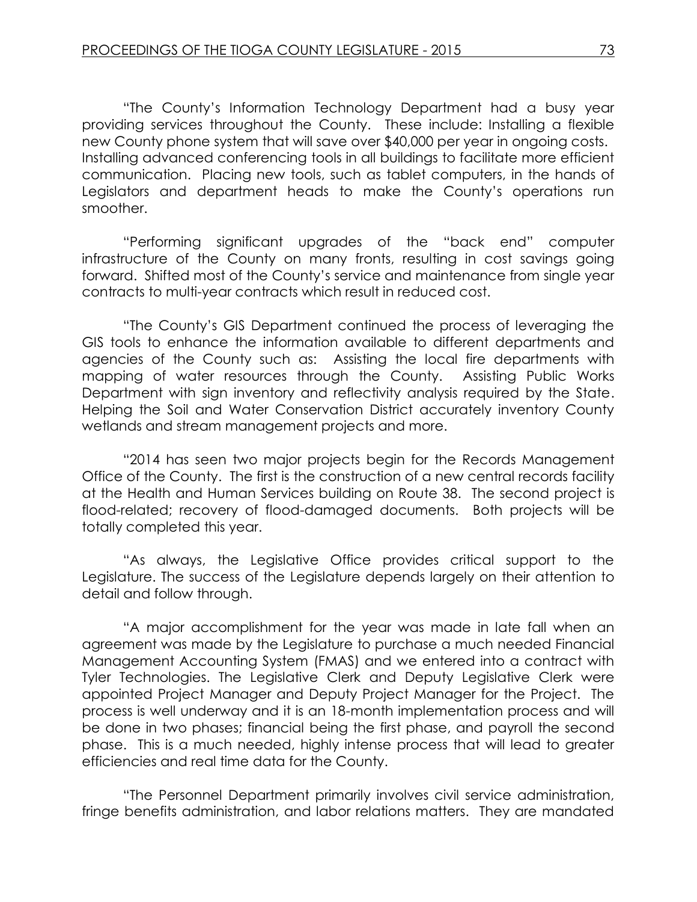"The County's Information Technology Department had a busy year providing services throughout the County. These include: Installing a flexible new County phone system that will save over $40,000 per year in ongoing costs. Installing advanced conferencing tools in all buildings to facilitate more efficient communication. Placing new tools, such as tablet computers, in the hands of Legislators and department heads to make the County's operations run smoother.

"Performing significant upgrades of the "back end" computer infrastructure of the County on many fronts, resulting in cost savings going forward. Shifted most of the County's service and maintenance from single year contracts to multi-year contracts which result in reduced cost.

"The County's GIS Department continued the process of leveraging the GIS tools to enhance the information available to different departments and agencies of the County such as: Assisting the local fire departments with mapping of water resources through the County. Assisting Public Works Department with sign inventory and reflectivity analysis required by the State. Helping the Soil and Water Conservation District accurately inventory County wetlands and stream management projects and more.

"2014 has seen two major projects begin for the Records Management Office of the County. The first is the construction of a new central records facility at the Health and Human Services building on Route 38. The second project is flood-related; recovery of flood-damaged documents. Both projects will be totally completed this year.

"As always, the Legislative Office provides critical support to the Legislature. The success of the Legislature depends largely on their attention to detail and follow through.

"A major accomplishment for the year was made in late fall when an agreement was made by the Legislature to purchase a much needed Financial Management Accounting System (FMAS) and we entered into a contract with Tyler Technologies. The Legislative Clerk and Deputy Legislative Clerk were appointed Project Manager and Deputy Project Manager for the Project. The process is well underway and it is an 18-month implementation process and will be done in two phases; financial being the first phase, and payroll the second phase. This is a much needed, highly intense process that will lead to greater efficiencies and real time data for the County.

"The Personnel Department primarily involves civil service administration, fringe benefits administration, and labor relations matters. They are mandated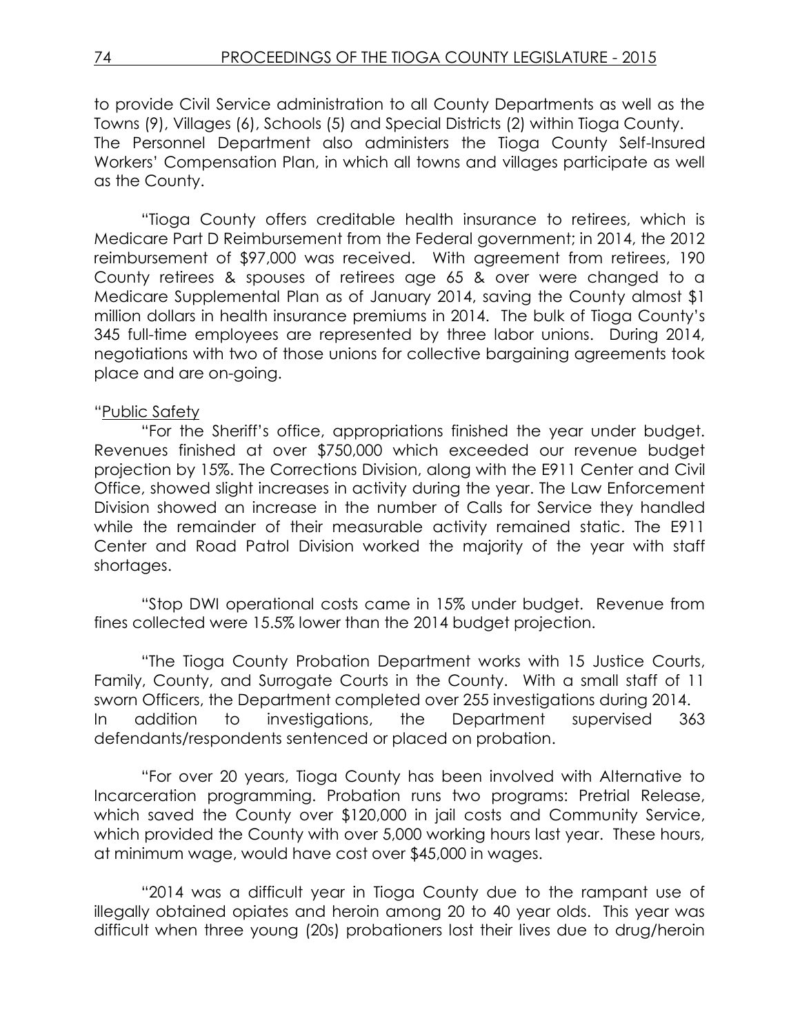to provide Civil Service administration to all County Departments as well as the Towns (9), Villages (6), Schools (5) and Special Districts (2) within Tioga County. The Personnel Department also administers the Tioga County Self-Insured Workers' Compensation Plan, in which all towns and villages participate as well as the County.

"Tioga County offers creditable health insurance to retirees, which is Medicare Part D Reimbursement from the Federal government; in 2014, the 2012 reimbursement of $97,000 was received. With agreement from retirees, 190 County retirees & spouses of retirees age 65 & over were changed to a Medicare Supplemental Plan as of January 2014, saving the County almost $1 million dollars in health insurance premiums in 2014. The bulk of Tioga County's 345 full-time employees are represented by three labor unions. During 2014, negotiations with two of those unions for collective bargaining agreements took place and are on-going.

"<u>Public Safety</u>

"For the Sheriff's office, appropriations finished the year under budget. Revenues finished at over $750,000 which exceeded our revenue budget projection by 15%. The Corrections Division, along with the E911 Center and Civil Office, showed slight increases in activity during the year. The Law Enforcement Division showed an increase in the number of Calls for Service they handled while the remainder of their measurable activity remained static. The E911 Center and Road Patrol Division worked the majority of the year with staff shortages.

"Stop DWI operational costs came in 15% under budget. Revenue from fines collected were 15.5% lower than the 2014 budget projection.

"The Tioga County Probation Department works with 15 Justice Courts, Family, County, and Surrogate Courts in the County. With a small staff of 11 sworn Officers, the Department completed over 255 investigations during 2014. In addition to investigations, the Department supervised 363 defendants/respondents sentenced or placed on probation.

"For over 20 years, Tioga County has been involved with Alternative to Incarceration programming. Probation runs two programs: Pretrial Release, which saved the County over $120,000 in jail costs and Community Service, which provided the County with over 5,000 working hours last year. These hours, at minimum wage, would have cost over $45,000 in wages.

"2014 was a difficult year in Tioga County due to the rampant use of illegally obtained opiates and heroin among 20 to 40 year olds. This year was difficult when three young (20s) probationers lost their lives due to drug/heroin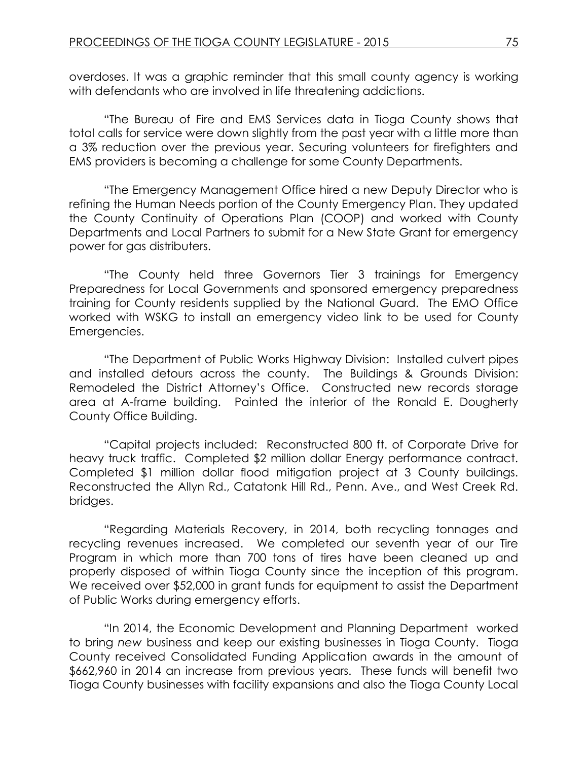overdoses. It was a graphic reminder that this small county agency is working with defendants who are involved in life threatening addictions.

"The Bureau of Fire and EMS Services data in Tioga County shows that total calls for service were down slightly from the past year with a little more than a 3% reduction over the previous year. Securing volunteers for firefighters and EMS providers is becoming a challenge for some County Departments.

"The Emergency Management Office hired a new Deputy Director who is refining the Human Needs portion of the County Emergency Plan. They updated the County Continuity of Operations Plan (COOP) and worked with County Departments and Local Partners to submit for a New State Grant for emergency power for gas distributers.

"The County held three Governors Tier 3 trainings for Emergency Preparedness for Local Governments and sponsored emergency preparedness training for County residents supplied by the National Guard. The EMO Office worked with WSKG to install an emergency video link to be used for County Emergencies.

"The Department of Public Works Highway Division: Installed culvert pipes and installed detours across the county. The Buildings & Grounds Division: Remodeled the District Attorney's Office. Constructed new records storage area at A-frame building. Painted the interior of the Ronald E. Dougherty County Office Building.

"Capital projects included: Reconstructed 800 ft. of Corporate Drive for heavy truck traffic. Completed $2 million dollar Energy performance contract. Completed $1 million dollar flood mitigation project at 3 County buildings. Reconstructed the Allyn Rd., Catatonk Hill Rd., Penn. Ave., and West Creek Rd. bridges.

"Regarding Materials Recovery, in 2014, both recycling tonnages and recycling revenues increased. We completed our seventh year of our Tire Program in which more than 700 tons of tires have been cleaned up and properly disposed of within Tioga County since the inception of this program. We received over $52,000 in grant funds for equipment to assist the Department of Public Works during emergency efforts.

"In 2014, the Economic Development and Planning Department worked to bring *new* business and keep our existing businesses in Tioga County. Tioga County received Consolidated Funding Application awards in the amount of $662,960 in 2014 an increase from previous years. These funds will benefit two Tioga County businesses with facility expansions and also the Tioga County Local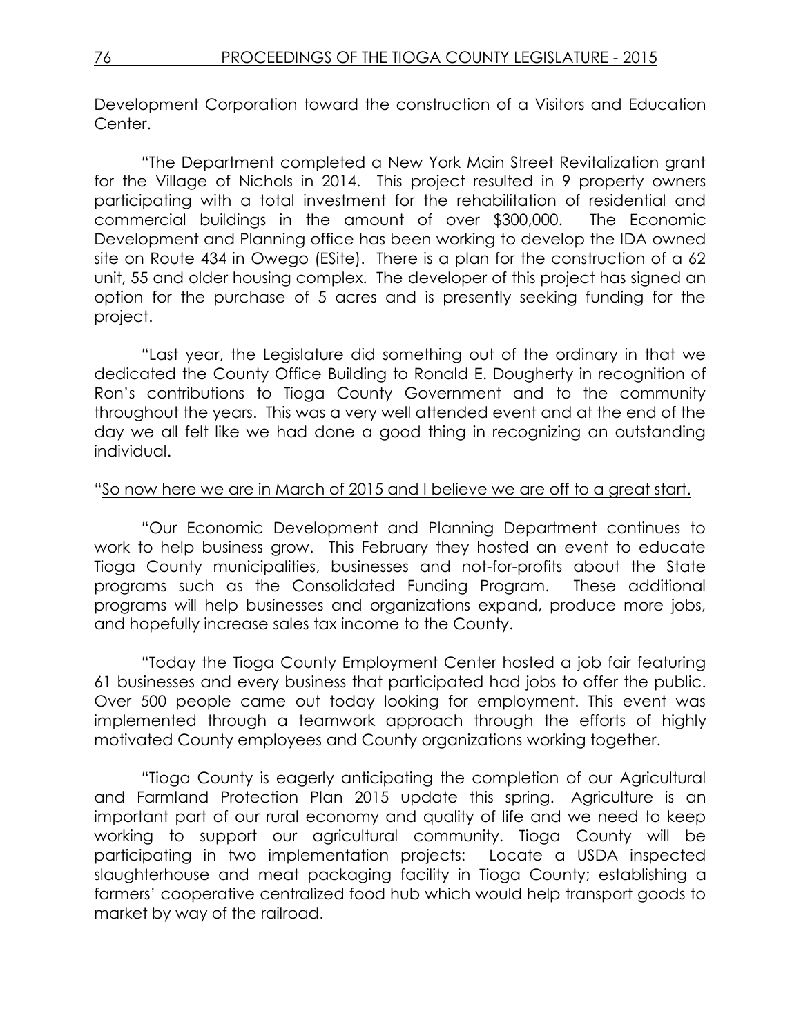Development Corporation toward the construction of a Visitors and Education Center.

"The Department completed a New York Main Street Revitalization grant for the Village of Nichols in 2014. This project resulted in 9 property owners participating with a total investment for the rehabilitation of residential and commercial buildings in the amount of over $300,000. The Economic Development and Planning office has been working to develop the IDA owned site on Route 434 in Owego (ESite). There is a plan for the construction of a 62 unit, 55 and older housing complex. The developer of this project has signed an option for the purchase of 5 acres and is presently seeking funding for the project.

"Last year, the Legislature did something out of the ordinary in that we dedicated the County Office Building to Ronald E. Dougherty in recognition of Ron's contributions to Tioga County Government and to the community throughout the years. This was a very well attended event and at the end of the day we all felt like we had done a good thing in recognizing an outstanding individual.

"<u>So now here we are in March of 2015 and I believe we are off to a great start.</u>

"Our Economic Development and Planning Department continues to work to help business grow. This February they hosted an event to educate Tioga County municipalities, businesses and not-for-profits about the State programs such as the Consolidated Funding Program. These additional programs will help businesses and organizations expand, produce more jobs, and hopefully increase sales tax income to the County.

"Today the Tioga County Employment Center hosted a job fair featuring 61 businesses and every business that participated had jobs to offer the public. Over 500 people came out today looking for employment. This event was implemented through a teamwork approach through the efforts of highly motivated County employees and County organizations working together.

"Tioga County is eagerly anticipating the completion of our Agricultural and Farmland Protection Plan 2015 update this spring. Agriculture is an important part of our rural economy and quality of life and we need to keep working to support our agricultural community. Tioga County will be participating in two implementation projects: Locate a USDA inspected slaughterhouse and meat packaging facility in Tioga County; establishing a farmers' cooperative centralized food hub which would help transport goods to market by way of the railroad.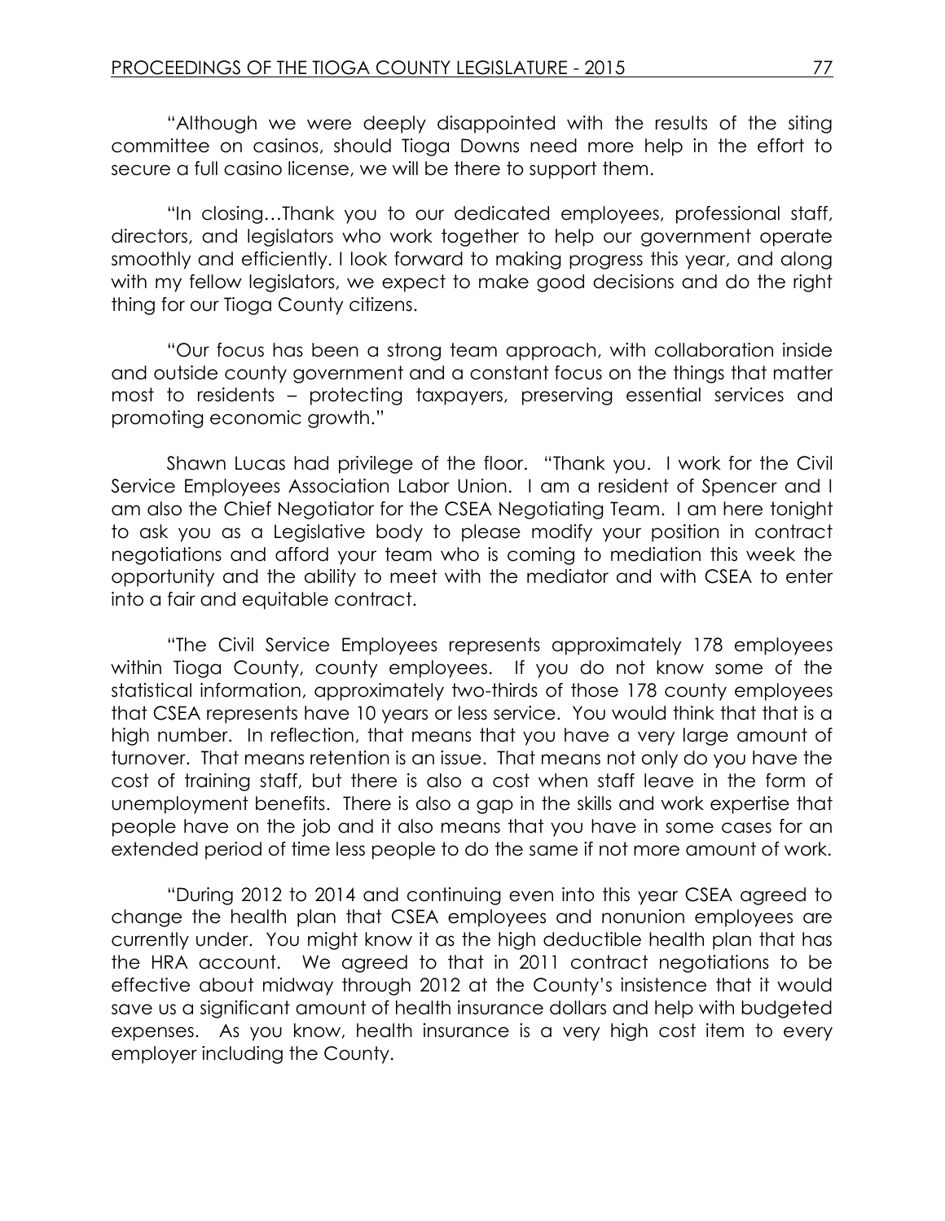"Although we were deeply disappointed with the results of the siting committee on casinos, should Tioga Downs need more help in the effort to secure a full casino license, we will be there to support them.

"In closing…Thank you to our dedicated employees, professional staff, directors, and legislators who work together to help our government operate smoothly and efficiently. I look forward to making progress this year, and along with my fellow legislators, we expect to make good decisions and do the right thing for our Tioga County citizens.

"Our focus has been a strong team approach, with collaboration inside and outside county government and a constant focus on the things that matter most to residents – protecting taxpayers, preserving essential services and promoting economic growth."

Shawn Lucas had privilege of the floor. "Thank you. I work for the Civil Service Employees Association Labor Union. I am a resident of Spencer and I am also the Chief Negotiator for the CSEA Negotiating Team. I am here tonight to ask you as a Legislative body to please modify your position in contract negotiations and afford your team who is coming to mediation this week the opportunity and the ability to meet with the mediator and with CSEA to enter into a fair and equitable contract.

"The Civil Service Employees represents approximately 178 employees within Tioga County, county employees. If you do not know some of the statistical information, approximately two-thirds of those 178 county employees that CSEA represents have 10 years or less service. You would think that that is a high number. In reflection, that means that you have a very large amount of turnover. That means retention is an issue. That means not only do you have the cost of training staff, but there is also a cost when staff leave in the form of unemployment benefits. There is also a gap in the skills and work expertise that people have on the job and it also means that you have in some cases for an extended period of time less people to do the same if not more amount of work.

"During 2012 to 2014 and continuing even into this year CSEA agreed to change the health plan that CSEA employees and nonunion employees are currently under. You might know it as the high deductible health plan that has the HRA account. We agreed to that in 2011 contract negotiations to be effective about midway through 2012 at the County's insistence that it would save us a significant amount of health insurance dollars and help with budgeted expenses. As you know, health insurance is a very high cost item to every employer including the County.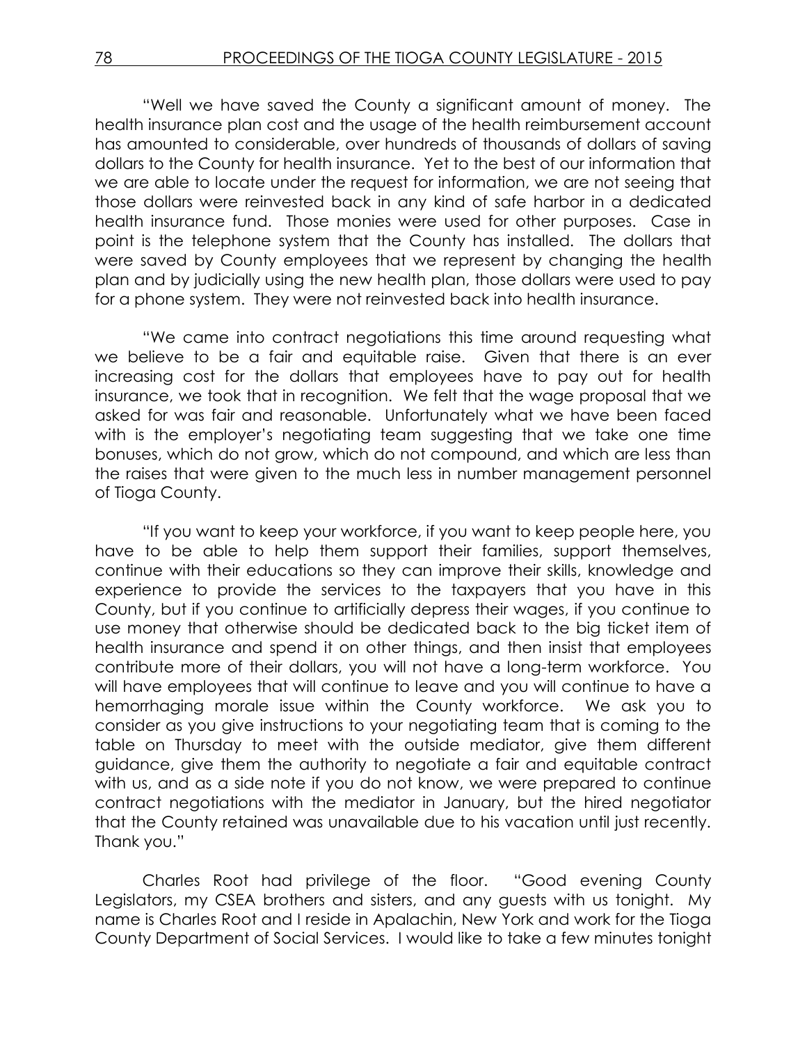"Well we have saved the County a significant amount of money. The health insurance plan cost and the usage of the health reimbursement account has amounted to considerable, over hundreds of thousands of dollars of saving dollars to the County for health insurance. Yet to the best of our information that we are able to locate under the request for information, we are not seeing that those dollars were reinvested back in any kind of safe harbor in a dedicated health insurance fund. Those monies were used for other purposes. Case in point is the telephone system that the County has installed. The dollars that were saved by County employees that we represent by changing the health plan and by judicially using the new health plan, those dollars were used to pay for a phone system. They were not reinvested back into health insurance.

"We came into contract negotiations this time around requesting what we believe to be a fair and equitable raise. Given that there is an ever increasing cost for the dollars that employees have to pay out for health insurance, we took that in recognition. We felt that the wage proposal that we asked for was fair and reasonable. Unfortunately what we have been faced with is the employer's negotiating team suggesting that we take one time bonuses, which do not grow, which do not compound, and which are less than the raises that were given to the much less in number management personnel of Tioga County.

"If you want to keep your workforce, if you want to keep people here, you have to be able to help them support their families, support themselves, continue with their educations so they can improve their skills, knowledge and experience to provide the services to the taxpayers that you have in this County, but if you continue to artificially depress their wages, if you continue to use money that otherwise should be dedicated back to the big ticket item of health insurance and spend it on other things, and then insist that employees contribute more of their dollars, you will not have a long-term workforce. You will have employees that will continue to leave and you will continue to have a hemorrhaging morale issue within the County workforce. We ask you to consider as you give instructions to your negotiating team that is coming to the table on Thursday to meet with the outside mediator, give them different guidance, give them the authority to negotiate a fair and equitable contract with us, and as a side note if you do not know, we were prepared to continue contract negotiations with the mediator in January, but the hired negotiator that the County retained was unavailable due to his vacation until just recently. Thank you."

Charles Root had privilege of the floor. "Good evening County Legislators, my CSEA brothers and sisters, and any guests with us tonight. My name is Charles Root and I reside in Apalachin, New York and work for the Tioga County Department of Social Services. I would like to take a few minutes tonight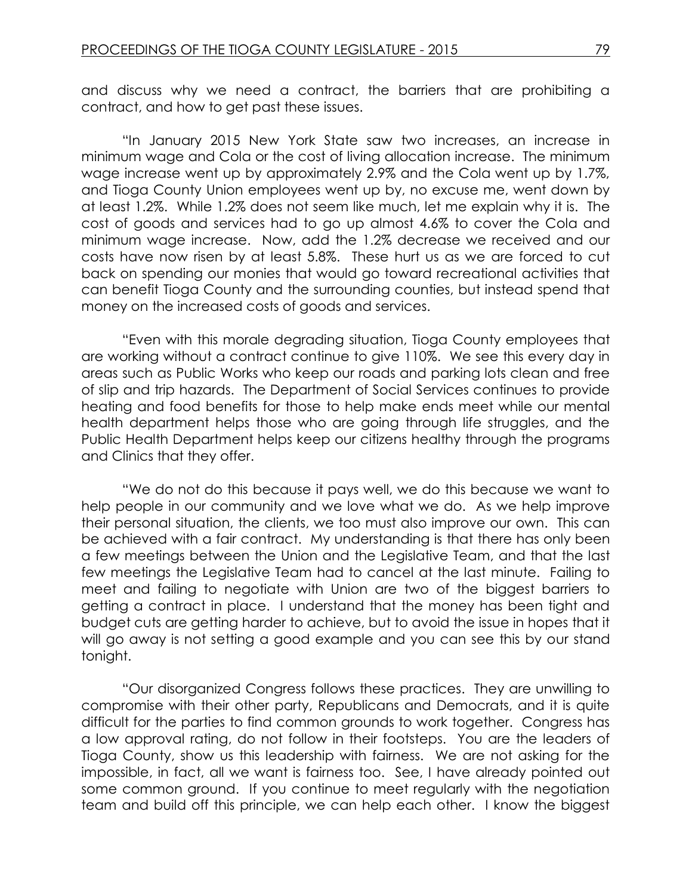and discuss why we need a contract, the barriers that are prohibiting a contract, and how to get past these issues.

"In January 2015 New York State saw two increases, an increase in minimum wage and Cola or the cost of living allocation increase. The minimum wage increase went up by approximately 2.9% and the Cola went up by 1.7%, and Tioga County Union employees went up by, no excuse me, went down by at least 1.2%. While 1.2% does not seem like much, let me explain why it is. The cost of goods and services had to go up almost 4.6% to cover the Cola and minimum wage increase. Now, add the 1.2% decrease we received and our costs have now risen by at least 5.8%. These hurt us as we are forced to cut back on spending our monies that would go toward recreational activities that can benefit Tioga County and the surrounding counties, but instead spend that money on the increased costs of goods and services.

"Even with this morale degrading situation, Tioga County employees that are working without a contract continue to give 110%. We see this every day in areas such as Public Works who keep our roads and parking lots clean and free of slip and trip hazards. The Department of Social Services continues to provide heating and food benefits for those to help make ends meet while our mental health department helps those who are going through life struggles, and the Public Health Department helps keep our citizens healthy through the programs and Clinics that they offer.

"We do not do this because it pays well, we do this because we want to help people in our community and we love what we do. As we help improve their personal situation, the clients, we too must also improve our own. This can be achieved with a fair contract. My understanding is that there has only been a few meetings between the Union and the Legislative Team, and that the last few meetings the Legislative Team had to cancel at the last minute. Failing to meet and failing to negotiate with Union are two of the biggest barriers to getting a contract in place. I understand that the money has been tight and budget cuts are getting harder to achieve, but to avoid the issue in hopes that it will go away is not setting a good example and you can see this by our stand tonight.

"Our disorganized Congress follows these practices. They are unwilling to compromise with their other party, Republicans and Democrats, and it is quite difficult for the parties to find common grounds to work together. Congress has a low approval rating, do not follow in their footsteps. You are the leaders of Tioga County, show us this leadership with fairness. We are not asking for the impossible, in fact, all we want is fairness too. See, I have already pointed out some common ground. If you continue to meet regularly with the negotiation team and build off this principle, we can help each other. I know the biggest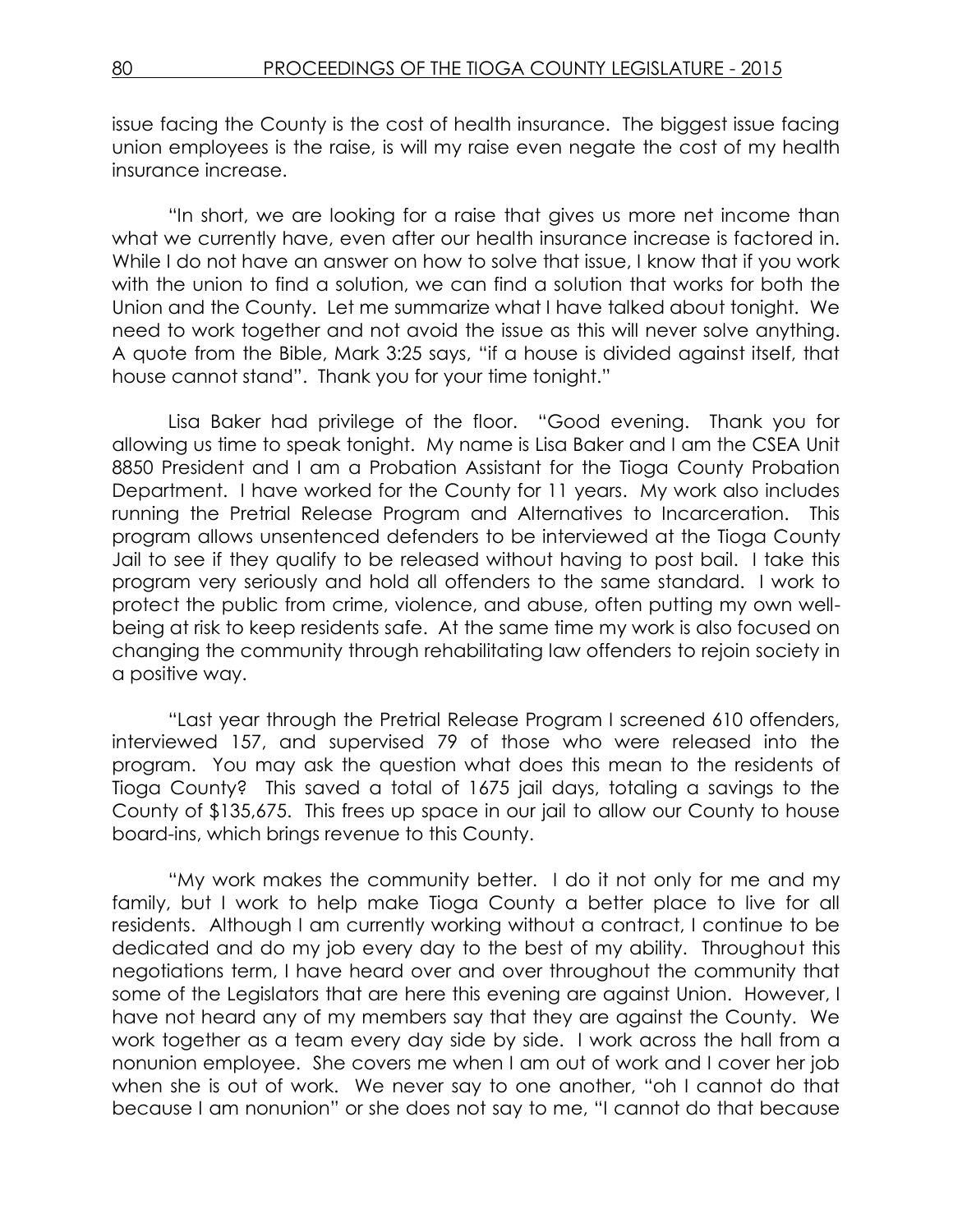issue facing the County is the cost of health insurance. The biggest issue facing union employees is the raise, is will my raise even negate the cost of my health insurance increase.

"In short, we are looking for a raise that gives us more net income than what we currently have, even after our health insurance increase is factored in. While I do not have an answer on how to solve that issue, I know that if you work with the union to find a solution, we can find a solution that works for both the Union and the County. Let me summarize what I have talked about tonight. We need to work together and not avoid the issue as this will never solve anything. A quote from the Bible, Mark 3:25 says, "if a house is divided against itself, that house cannot stand". Thank you for your time tonight."

Lisa Baker had privilege of the floor. "Good evening. Thank you for allowing us time to speak tonight. My name is Lisa Baker and I am the CSEA Unit 8850 President and I am a Probation Assistant for the Tioga County Probation Department. I have worked for the County for 11 years. My work also includes running the Pretrial Release Program and Alternatives to Incarceration. This program allows unsentenced defenders to be interviewed at the Tioga County Jail to see if they qualify to be released without having to post bail. I take this program very seriously and hold all offenders to the same standard. I work to protect the public from crime, violence, and abuse, often putting my own well-being at risk to keep residents safe. At the same time my work is also focused on changing the community through rehabilitating law offenders to rejoin society in a positive way.

"Last year through the Pretrial Release Program I screened 610 offenders, interviewed 157, and supervised 79 of those who were released into the program. You may ask the question what does this mean to the residents of Tioga County? This saved a total of 1675 jail days, totaling a savings to the County of $135,675. This frees up space in our jail to allow our County to house board-ins, which brings revenue to this County.

"My work makes the community better. I do it not only for me and my family, but I work to help make Tioga County a better place to live for all residents. Although I am currently working without a contract, I continue to be dedicated and do my job every day to the best of my ability. Throughout this negotiations term, I have heard over and over throughout the community that some of the Legislators that are here this evening are against Union. However, I have not heard any of my members say that they are against the County. We work together as a team every day side by side. I work across the hall from a nonunion employee. She covers me when I am out of work and I cover her job when she is out of work. We never say to one another, "oh I cannot do that because I am nonunion" or she does not say to me, "I cannot do that because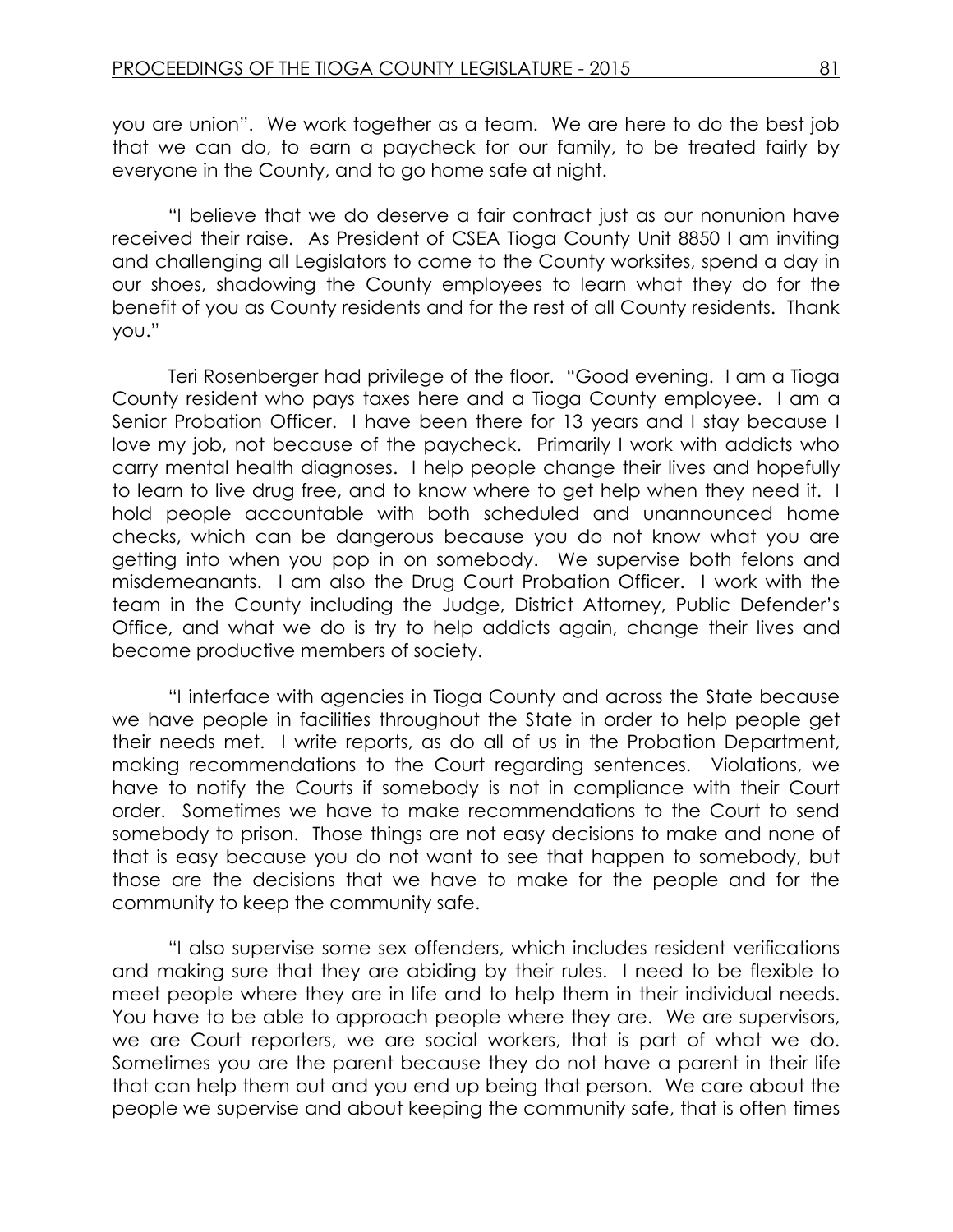you are union". We work together as a team. We are here to do the best job that we can do, to earn a paycheck for our family, to be treated fairly by everyone in the County, and to go home safe at night.

"I believe that we do deserve a fair contract just as our nonunion have received their raise. As President of CSEA Tioga County Unit 8850 I am inviting and challenging all Legislators to come to the County worksites, spend a day in our shoes, shadowing the County employees to learn what they do for the benefit of you as County residents and for the rest of all County residents. Thank you."

Teri Rosenberger had privilege of the floor. "Good evening. I am a Tioga County resident who pays taxes here and a Tioga County employee. I am a Senior Probation Officer. I have been there for 13 years and I stay because I love my job, not because of the paycheck. Primarily I work with addicts who carry mental health diagnoses. I help people change their lives and hopefully to learn to live drug free, and to know where to get help when they need it. I hold people accountable with both scheduled and unannounced home checks, which can be dangerous because you do not know what you are getting into when you pop in on somebody. We supervise both felons and misdemeanants. I am also the Drug Court Probation Officer. I work with the team in the County including the Judge, District Attorney, Public Defender's Office, and what we do is try to help addicts again, change their lives and become productive members of society.

"I interface with agencies in Tioga County and across the State because we have people in facilities throughout the State in order to help people get their needs met. I write reports, as do all of us in the Probation Department, making recommendations to the Court regarding sentences. Violations, we have to notify the Courts if somebody is not in compliance with their Court order. Sometimes we have to make recommendations to the Court to send somebody to prison. Those things are not easy decisions to make and none of that is easy because you do not want to see that happen to somebody, but those are the decisions that we have to make for the people and for the community to keep the community safe.

"I also supervise some sex offenders, which includes resident verifications and making sure that they are abiding by their rules. I need to be flexible to meet people where they are in life and to help them in their individual needs. You have to be able to approach people where they are. We are supervisors, we are Court reporters, we are social workers, that is part of what we do. Sometimes you are the parent because they do not have a parent in their life that can help them out and you end up being that person. We care about the people we supervise and about keeping the community safe, that is often times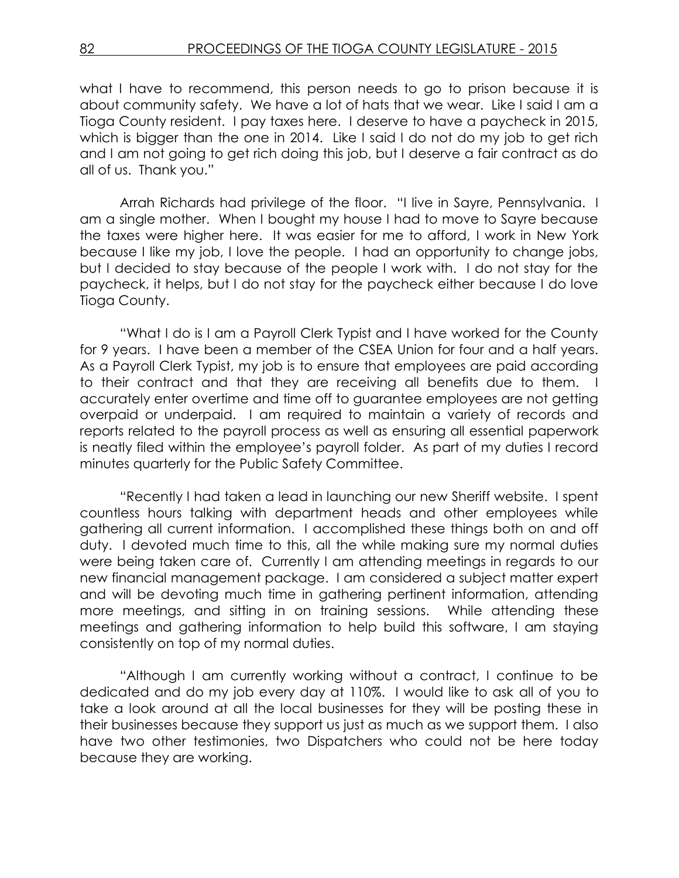what I have to recommend, this person needs to go to prison because it is about community safety. We have a lot of hats that we wear. Like I said I am a Tioga County resident. I pay taxes here. I deserve to have a paycheck in 2015, which is bigger than the one in 2014. Like I said I do not do my job to get rich and I am not going to get rich doing this job, but I deserve a fair contract as do all of us. Thank you."

Arrah Richards had privilege of the floor. "I live in Sayre, Pennsylvania. I am a single mother. When I bought my house I had to move to Sayre because the taxes were higher here. It was easier for me to afford, I work in New York because I like my job, I love the people. I had an opportunity to change jobs, but I decided to stay because of the people I work with. I do not stay for the paycheck, it helps, but I do not stay for the paycheck either because I do love Tioga County.

"What I do is I am a Payroll Clerk Typist and I have worked for the County for 9 years. I have been a member of the CSEA Union for four and a half years. As a Payroll Clerk Typist, my job is to ensure that employees are paid according to their contract and that they are receiving all benefits due to them. I accurately enter overtime and time off to guarantee employees are not getting overpaid or underpaid. I am required to maintain a variety of records and reports related to the payroll process as well as ensuring all essential paperwork is neatly filed within the employee's payroll folder. As part of my duties I record minutes quarterly for the Public Safety Committee.

"Recently I had taken a lead in launching our new Sheriff website. I spent countless hours talking with department heads and other employees while gathering all current information. I accomplished these things both on and off duty. I devoted much time to this, all the while making sure my normal duties were being taken care of. Currently I am attending meetings in regards to our new financial management package. I am considered a subject matter expert and will be devoting much time in gathering pertinent information, attending more meetings, and sitting in on training sessions. While attending these meetings and gathering information to help build this software, I am staying consistently on top of my normal duties.

"Although I am currently working without a contract, I continue to be dedicated and do my job every day at 110%. I would like to ask all of you to take a look around at all the local businesses for they will be posting these in their businesses because they support us just as much as we support them. I also have two other testimonies, two Dispatchers who could not be here today because they are working.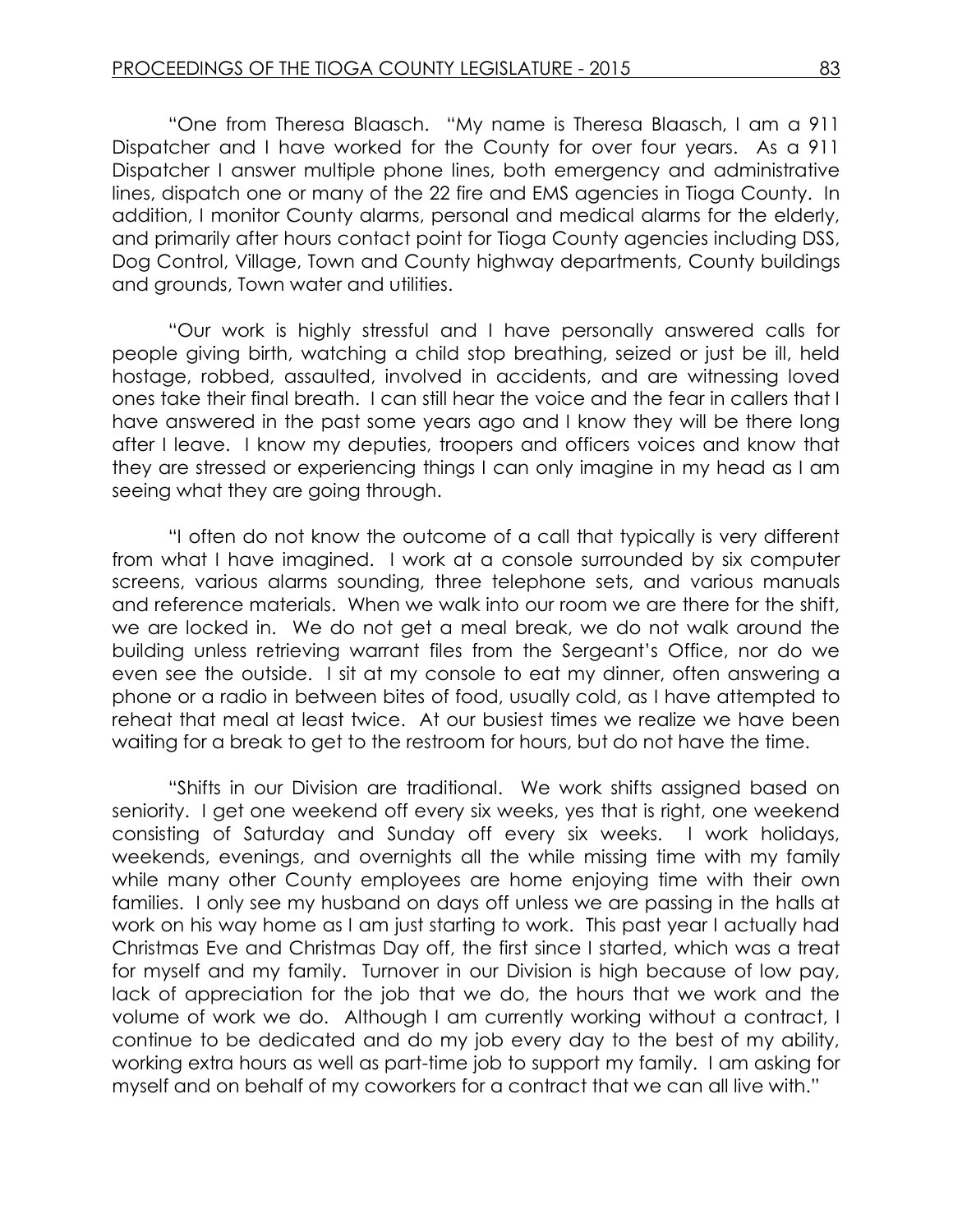"One from Theresa Blaasch. "My name is Theresa Blaasch, I am a 911 Dispatcher and I have worked for the County for over four years. As a 911 Dispatcher I answer multiple phone lines, both emergency and administrative lines, dispatch one or many of the 22 fire and EMS agencies in Tioga County. In addition, I monitor County alarms, personal and medical alarms for the elderly, and primarily after hours contact point for Tioga County agencies including DSS, Dog Control, Village, Town and County highway departments, County buildings and grounds, Town water and utilities.

"Our work is highly stressful and I have personally answered calls for people giving birth, watching a child stop breathing, seized or just be ill, held hostage, robbed, assaulted, involved in accidents, and are witnessing loved ones take their final breath. I can still hear the voice and the fear in callers that I have answered in the past some years ago and I know they will be there long after I leave. I know my deputies, troopers and officers voices and know that they are stressed or experiencing things I can only imagine in my head as I am seeing what they are going through.

"I often do not know the outcome of a call that typically is very different from what I have imagined. I work at a console surrounded by six computer screens, various alarms sounding, three telephone sets, and various manuals and reference materials. When we walk into our room we are there for the shift, we are locked in. We do not get a meal break, we do not walk around the building unless retrieving warrant files from the Sergeant's Office, nor do we even see the outside. I sit at my console to eat my dinner, often answering a phone or a radio in between bites of food, usually cold, as I have attempted to reheat that meal at least twice. At our busiest times we realize we have been waiting for a break to get to the restroom for hours, but do not have the time.

"Shifts in our Division are traditional. We work shifts assigned based on seniority. I get one weekend off every six weeks, yes that is right, one weekend consisting of Saturday and Sunday off every six weeks. I work holidays, weekends, evenings, and overnights all the while missing time with my family while many other County employees are home enjoying time with their own families. I only see my husband on days off unless we are passing in the halls at work on his way home as I am just starting to work. This past year I actually had Christmas Eve and Christmas Day off, the first since I started, which was a treat for myself and my family. Turnover in our Division is high because of low pay, lack of appreciation for the job that we do, the hours that we work and the volume of work we do. Although I am currently working without a contract, I continue to be dedicated and do my job every day to the best of my ability, working extra hours as well as part-time job to support my family. I am asking for myself and on behalf of my coworkers for a contract that we can all live with."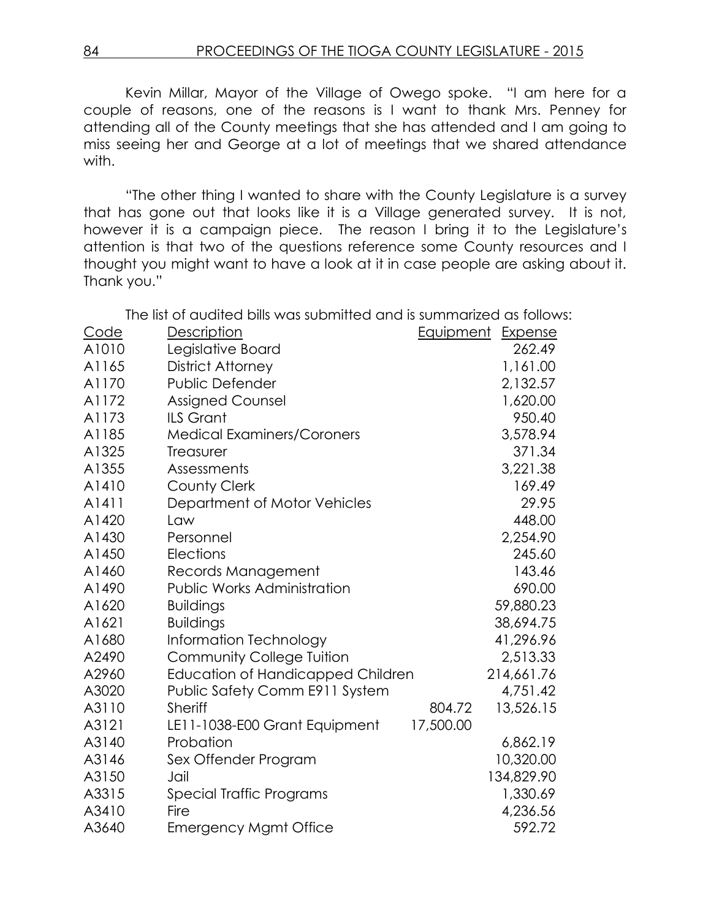Kevin Millar, Mayor of the Village of Owego spoke. "I am here for a couple of reasons, one of the reasons is I want to thank Mrs. Penney for attending all of the County meetings that she has attended and I am going to miss seeing her and George at a lot of meetings that we shared attendance with.

"The other thing I wanted to share with the County Legislature is a survey that has gone out that looks like it is a Village generated survey. It is not, however it is a campaign piece. The reason I bring it to the Legislature's attention is that two of the questions reference some County resources and I thought you might want to have a look at it in case people are asking about it. Thank you."

The list of audited bills was submitted and is summarized as follows:

| Code | Description | Equipment | Expense |
|---|---|---|---|
| A1010 | Legislative Board | | 262.49 |
| A1165 | District Attorney | | 1,161.00 |
| A1170 | Public Defender | | 2,132.57 |
| A1172 | Assigned Counsel | | 1,620.00 |
| A1173 | ILS Grant | | 950.40 |
| A1185 | Medical Examiners/Coroners | | 3,578.94 |
| A1325 | Treasurer | | 371.34 |
| A1355 | Assessments | | 3,221.38 |
| A1410 | County Clerk | | 169.49 |
| A1411 | Department of Motor Vehicles | | 29.95 |
| A1420 | Law | | 448.00 |
| A1430 | Personnel | | 2,254.90 |
| A1450 | Elections | | 245.60 |
| A1460 | Records Management | | 143.46 |
| A1490 | Public Works Administration | | 690.00 |
| A1620 | Buildings | | 59,880.23 |
| A1621 | Buildings | | 38,694.75 |
| A1680 | Information Technology | | 41,296.96 |
| A2490 | Community College Tuition | | 2,513.33 |
| A2960 | Education of Handicapped Children | | 214,661.76 |
| A3020 | Public Safety Comm E911 System | | 4,751.42 |
| A3110 | Sheriff | 804.72 | 13,526.15 |
| A3121 | LE11-1038-E00 Grant Equipment | 17,500.00 | |
| A3140 | Probation | | 6,862.19 |
| A3146 | Sex Offender Program | | 10,320.00 |
| A3150 | Jail | | 134,829.90 |
| A3315 | Special Traffic Programs | | 1,330.69 |
| A3410 | Fire | | 4,236.56 |
| A3640 | Emergency Mgmt Office | | 592.72 |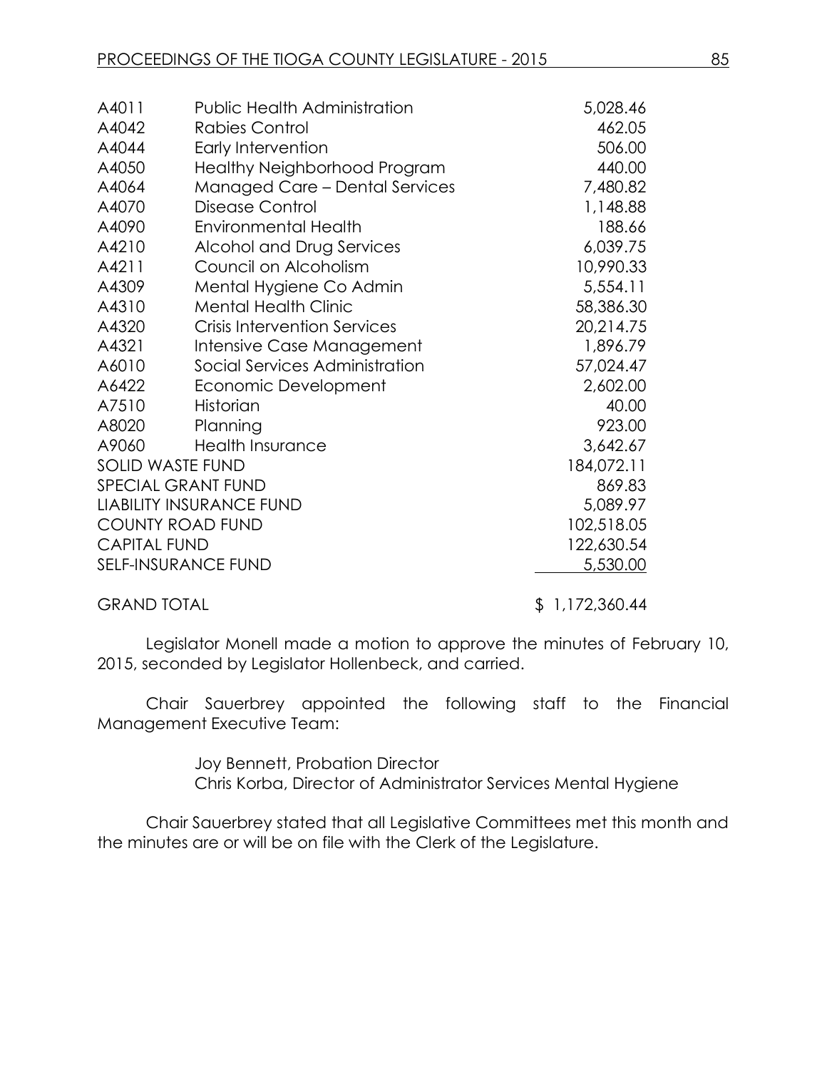| | | |
|---|---|---|
| A4011 | Public Health Administration | 5,028.46 |
| A4042 | Rabies Control | 462.05 |
| A4044 | Early Intervention | 506.00 |
| A4050 | Healthy Neighborhood Program | 440.00 |
| A4064 | Managed Care – Dental Services | 7,480.82 |
| A4070 | Disease Control | 1,148.88 |
| A4090 | Environmental Health | 188.66 |
| A4210 | Alcohol and Drug Services | 6,039.75 |
| A4211 | Council on Alcoholism | 10,990.33 |
| A4309 | Mental Hygiene Co Admin | 5,554.11 |
| A4310 | Mental Health Clinic | 58,386.30 |
| A4320 | Crisis Intervention Services | 20,214.75 |
| A4321 | Intensive Case Management | 1,896.79 |
| A6010 | Social Services Administration | 57,024.47 |
| A6422 | Economic Development | 2,602.00 |
| A7510 | Historian | 40.00 |
| A8020 | Planning | 923.00 |
| A9060 | Health Insurance | 3,642.67 |
| SOLID WASTE FUND | | 184,072.11 |
| SPECIAL GRANT FUND | | 869.83 |
| LIABILITY INSURANCE FUND | | 5,089.97 |
| COUNTY ROAD FUND | | 102,518.05 |
| CAPITAL FUND | | 122,630.54 |
| SELF-INSURANCE FUND | | 5,530.00 |
| GRAND TOTAL | | $ 1,172,360.44 |

Legislator Monell made a motion to approve the minutes of February 10, 2015, seconded by Legislator Hollenbeck, and carried.

Chair Sauerbrey appointed the following staff to the Financial Management Executive Team:

Joy Bennett, Probation Director
Chris Korba, Director of Administrator Services Mental Hygiene

Chair Sauerbrey stated that all Legislative Committees met this month and the minutes are or will be on file with the Clerk of the Legislature.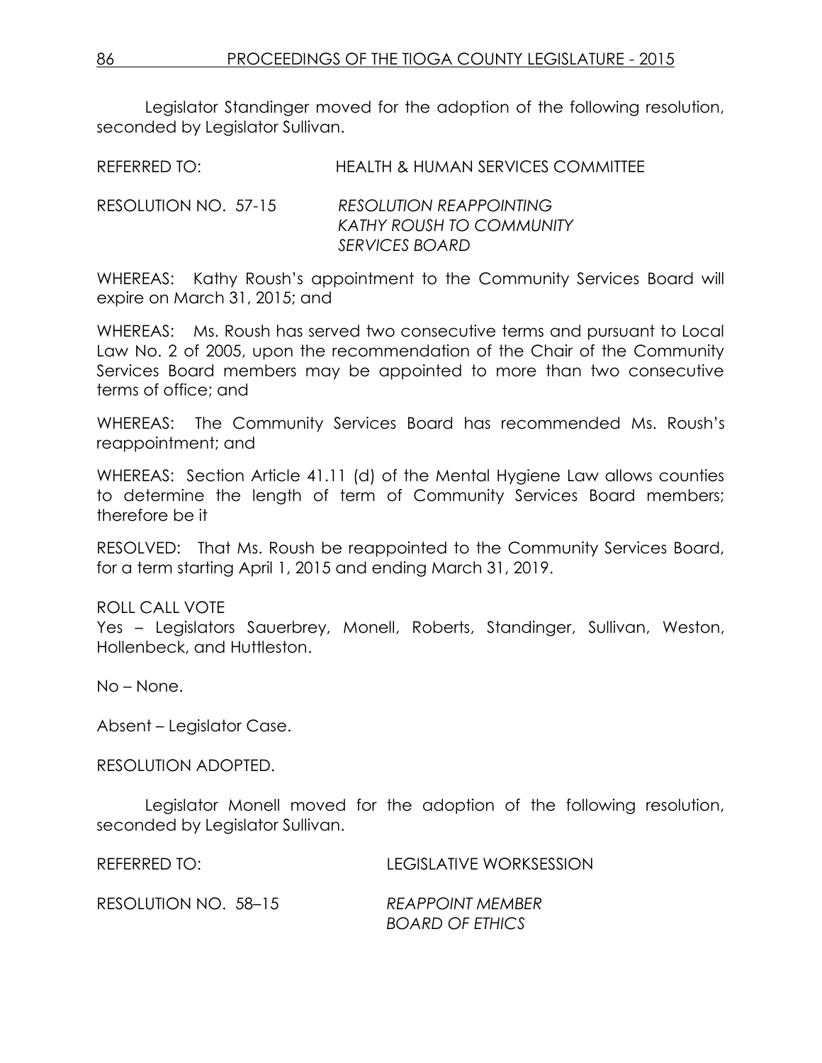Legislator Standinger moved for the adoption of the following resolution, seconded by Legislator Sullivan.

REFERRED TO: HEALTH & HUMAN SERVICES COMMITTEE

RESOLUTION NO. 57-15 *RESOLUTION REAPPOINTING KATHY ROUSH TO COMMUNITY SERVICES BOARD*

WHEREAS: Kathy Roush's appointment to the Community Services Board will expire on March 31, 2015; and

WHEREAS: Ms. Roush has served two consecutive terms and pursuant to Local Law No. 2 of 2005, upon the recommendation of the Chair of the Community Services Board members may be appointed to more than two consecutive terms of office; and

WHEREAS: The Community Services Board has recommended Ms. Roush's reappointment; and

WHEREAS: Section Article 41.11 (d) of the Mental Hygiene Law allows counties to determine the length of term of Community Services Board members; therefore be it

RESOLVED: That Ms. Roush be reappointed to the Community Services Board, for a term starting April 1, 2015 and ending March 31, 2019.

ROLL CALL VOTE
Yes – Legislators Sauerbrey, Monell, Roberts, Standinger, Sullivan, Weston, Hollenbeck, and Huttleston.

No – None.

Absent – Legislator Case.

RESOLUTION ADOPTED.

Legislator Monell moved for the adoption of the following resolution, seconded by Legislator Sullivan.

REFERRED TO: LEGISLATIVE WORKSESSION

RESOLUTION NO. 58–15 *REAPPOINT MEMBER BOARD OF ETHICS*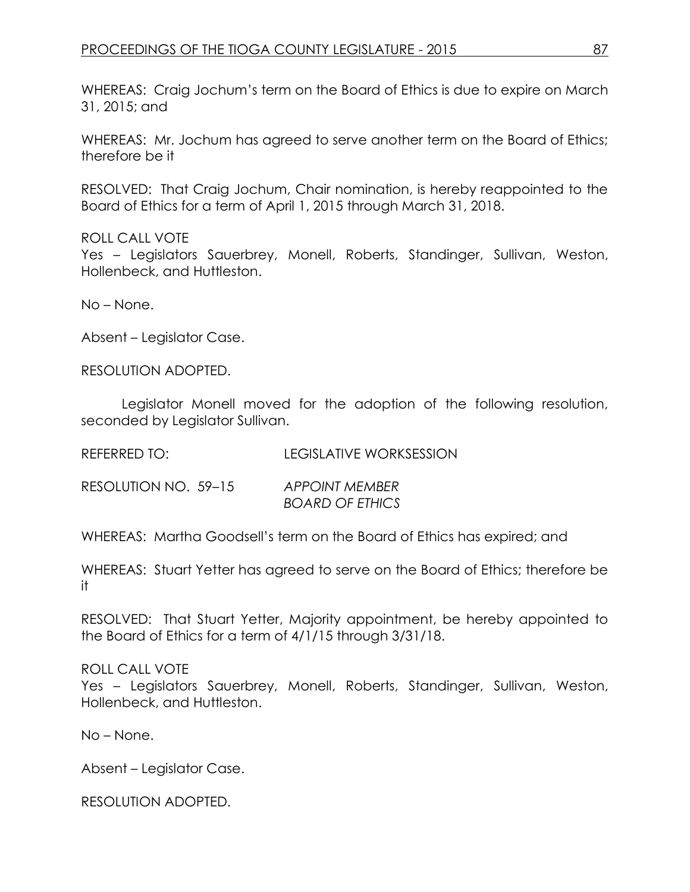WHEREAS: Craig Jochum's term on the Board of Ethics is due to expire on March 31, 2015; and

WHEREAS: Mr. Jochum has agreed to serve another term on the Board of Ethics; therefore be it

RESOLVED: That Craig Jochum, Chair nomination, is hereby reappointed to the Board of Ethics for a term of April 1, 2015 through March 31, 2018.

ROLL CALL VOTE
Yes – Legislators Sauerbrey, Monell, Roberts, Standinger, Sullivan, Weston, Hollenbeck, and Huttleston.

No – None.

Absent – Legislator Case.

RESOLUTION ADOPTED.

Legislator Monell moved for the adoption of the following resolution, seconded by Legislator Sullivan.

REFERRED TO: LEGISLATIVE WORKSESSION

RESOLUTION NO. 59–15 *APPOINT MEMBER BOARD OF ETHICS*

WHEREAS: Martha Goodsell's term on the Board of Ethics has expired; and

WHEREAS: Stuart Yetter has agreed to serve on the Board of Ethics; therefore be it

RESOLVED: That Stuart Yetter, Majority appointment, be hereby appointed to the Board of Ethics for a term of 4/1/15 through 3/31/18.

ROLL CALL VOTE
Yes – Legislators Sauerbrey, Monell, Roberts, Standinger, Sullivan, Weston, Hollenbeck, and Huttleston.

No – None.

Absent – Legislator Case.

RESOLUTION ADOPTED.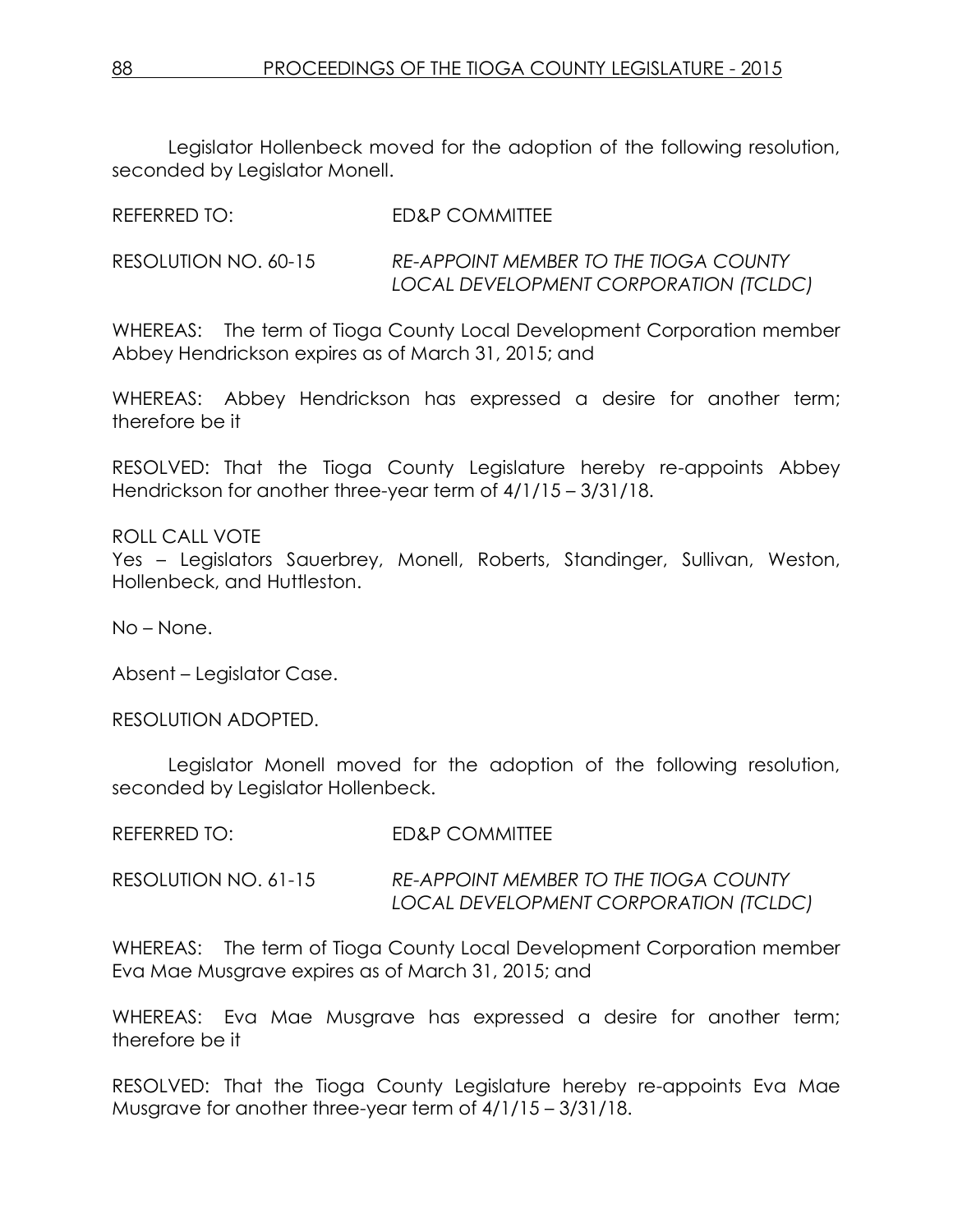Legislator Hollenbeck moved for the adoption of the following resolution, seconded by Legislator Monell.

REFERRED TO: ED&P COMMITTEE

RESOLUTION NO. 60-15 *RE-APPOINT MEMBER TO THE TIOGA COUNTY LOCAL DEVELOPMENT CORPORATION (TCLDC)*

WHEREAS: The term of Tioga County Local Development Corporation member Abbey Hendrickson expires as of March 31, 2015; and

WHEREAS: Abbey Hendrickson has expressed a desire for another term; therefore be it

RESOLVED: That the Tioga County Legislature hereby re-appoints Abbey Hendrickson for another three-year term of 4/1/15 – 3/31/18.

ROLL CALL VOTE
Yes – Legislators Sauerbrey, Monell, Roberts, Standinger, Sullivan, Weston, Hollenbeck, and Huttleston.

No – None.

Absent – Legislator Case.

RESOLUTION ADOPTED.

Legislator Monell moved for the adoption of the following resolution, seconded by Legislator Hollenbeck.

REFERRED TO: ED&P COMMITTEE

RESOLUTION NO. 61-15 *RE-APPOINT MEMBER TO THE TIOGA COUNTY LOCAL DEVELOPMENT CORPORATION (TCLDC)*

WHEREAS: The term of Tioga County Local Development Corporation member Eva Mae Musgrave expires as of March 31, 2015; and

WHEREAS: Eva Mae Musgrave has expressed a desire for another term; therefore be it

RESOLVED: That the Tioga County Legislature hereby re-appoints Eva Mae Musgrave for another three-year term of 4/1/15 – 3/31/18.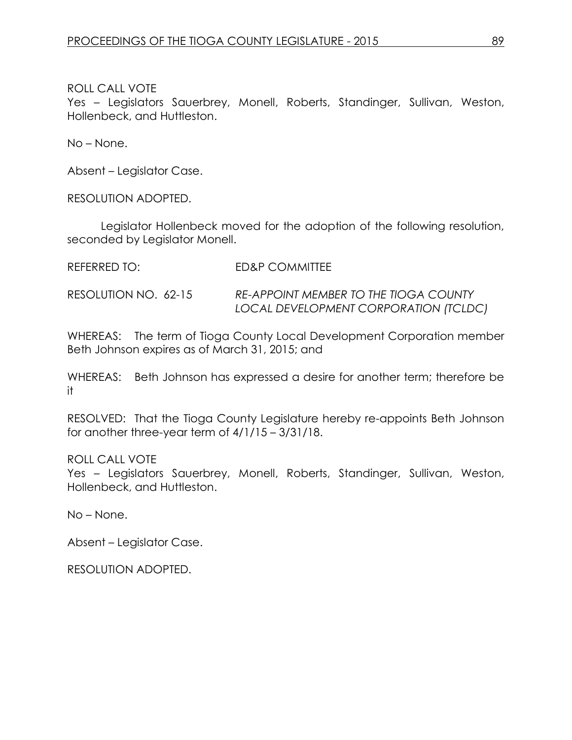ROLL CALL VOTE
Yes – Legislators Sauerbrey, Monell, Roberts, Standinger, Sullivan, Weston, Hollenbeck, and Huttleston.

No – None.

Absent – Legislator Case.

RESOLUTION ADOPTED.

Legislator Hollenbeck moved for the adoption of the following resolution, seconded by Legislator Monell.

REFERRED TO: ED&P COMMITTEE

RESOLUTION NO. 62-15 *RE-APPOINT MEMBER TO THE TIOGA COUNTY LOCAL DEVELOPMENT CORPORATION (TCLDC)*

WHEREAS: The term of Tioga County Local Development Corporation member Beth Johnson expires as of March 31, 2015; and

WHEREAS: Beth Johnson has expressed a desire for another term; therefore be it

RESOLVED: That the Tioga County Legislature hereby re-appoints Beth Johnson for another three-year term of 4/1/15 – 3/31/18.

ROLL CALL VOTE
Yes – Legislators Sauerbrey, Monell, Roberts, Standinger, Sullivan, Weston, Hollenbeck, and Huttleston.

No – None.

Absent – Legislator Case.

RESOLUTION ADOPTED.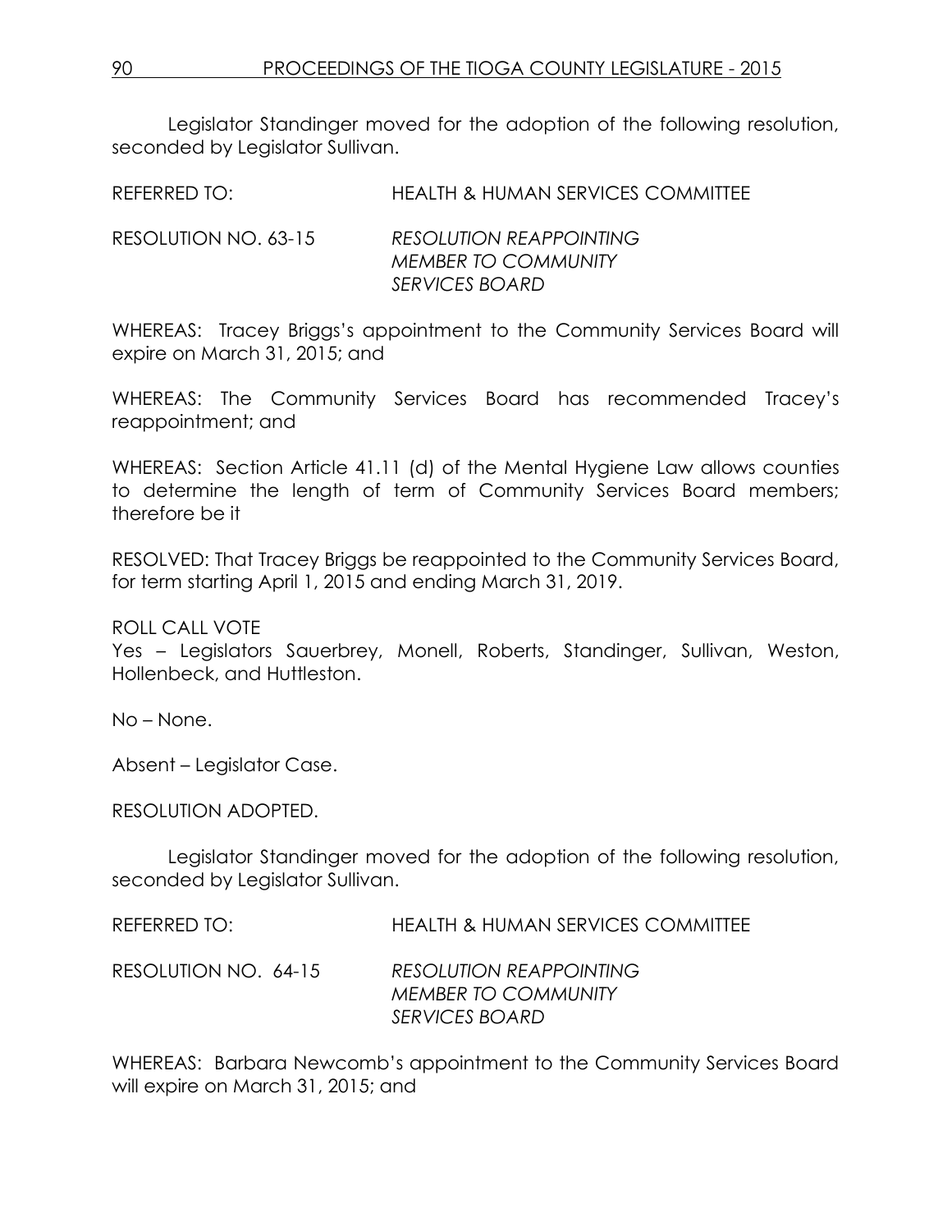Legislator Standinger moved for the adoption of the following resolution, seconded by Legislator Sullivan.

REFERRED TO: HEALTH & HUMAN SERVICES COMMITTEE

RESOLUTION NO. 63-15 *RESOLUTION REAPPOINTING MEMBER TO COMMUNITY SERVICES BOARD*

WHEREAS: Tracey Briggs's appointment to the Community Services Board will expire on March 31, 2015; and

WHEREAS: The Community Services Board has recommended Tracey's reappointment; and

WHEREAS: Section Article 41.11 (d) of the Mental Hygiene Law allows counties to determine the length of term of Community Services Board members; therefore be it

RESOLVED: That Tracey Briggs be reappointed to the Community Services Board, for term starting April 1, 2015 and ending March 31, 2019.

ROLL CALL VOTE
Yes – Legislators Sauerbrey, Monell, Roberts, Standinger, Sullivan, Weston, Hollenbeck, and Huttleston.

No – None.

Absent – Legislator Case.

RESOLUTION ADOPTED.

Legislator Standinger moved for the adoption of the following resolution, seconded by Legislator Sullivan.

REFERRED TO: HEALTH & HUMAN SERVICES COMMITTEE

RESOLUTION NO. 64-15 *RESOLUTION REAPPOINTING MEMBER TO COMMUNITY SERVICES BOARD*

WHEREAS: Barbara Newcomb's appointment to the Community Services Board will expire on March 31, 2015; and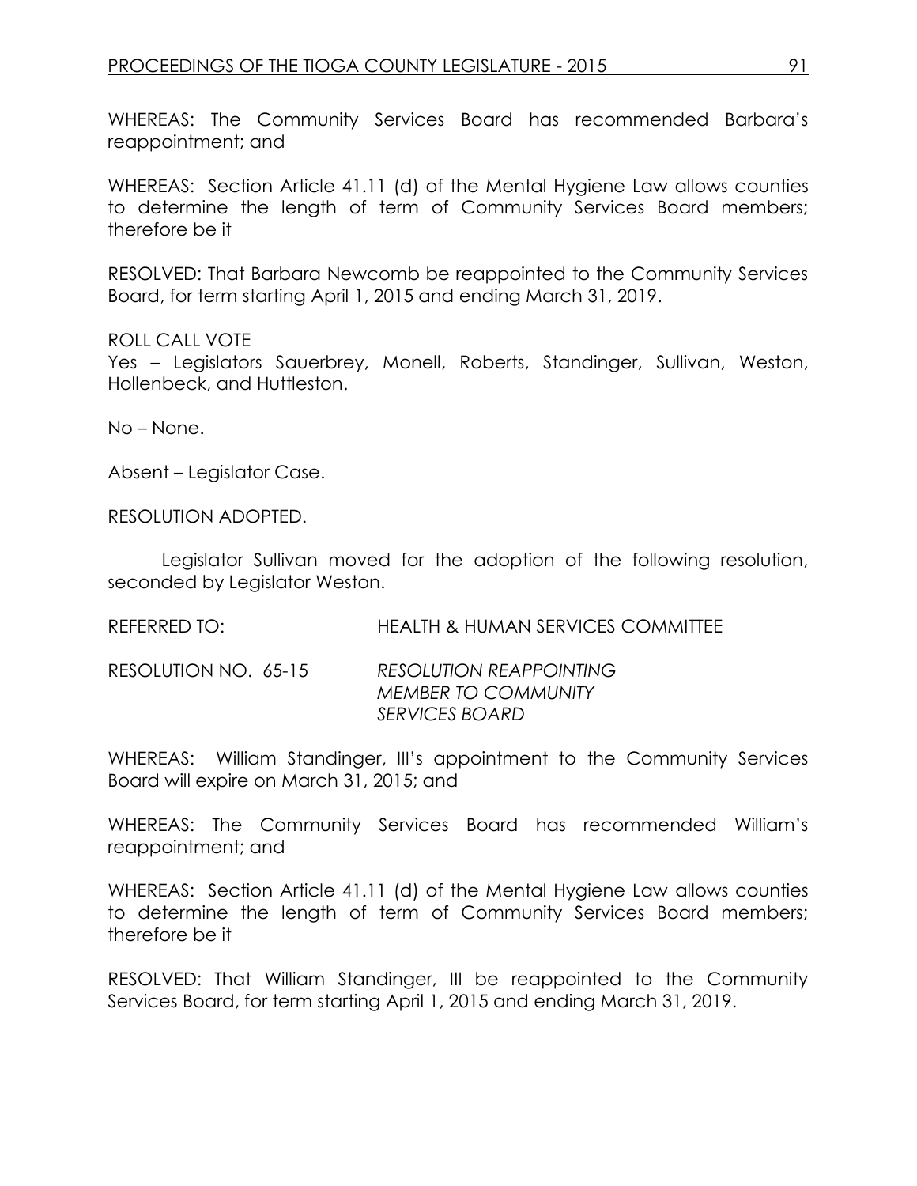WHEREAS: The Community Services Board has recommended Barbara's reappointment; and

WHEREAS: Section Article 41.11 (d) of the Mental Hygiene Law allows counties to determine the length of term of Community Services Board members; therefore be it

RESOLVED: That Barbara Newcomb be reappointed to the Community Services Board, for term starting April 1, 2015 and ending March 31, 2019.

ROLL CALL VOTE
Yes – Legislators Sauerbrey, Monell, Roberts, Standinger, Sullivan, Weston, Hollenbeck, and Huttleston.

No – None.

Absent – Legislator Case.

RESOLUTION ADOPTED.

Legislator Sullivan moved for the adoption of the following resolution, seconded by Legislator Weston.

REFERRED TO: HEALTH & HUMAN SERVICES COMMITTEE

RESOLUTION NO. 65-15 *RESOLUTION REAPPOINTING MEMBER TO COMMUNITY SERVICES BOARD*

WHEREAS: William Standinger, III's appointment to the Community Services Board will expire on March 31, 2015; and

WHEREAS: The Community Services Board has recommended William's reappointment; and

WHEREAS: Section Article 41.11 (d) of the Mental Hygiene Law allows counties to determine the length of term of Community Services Board members; therefore be it

RESOLVED: That William Standinger, III be reappointed to the Community Services Board, for term starting April 1, 2015 and ending March 31, 2019.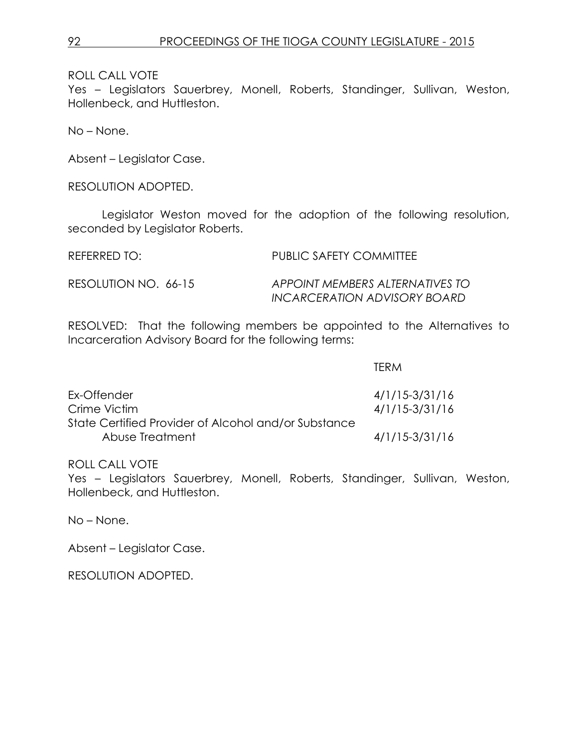ROLL CALL VOTE
Yes – Legislators Sauerbrey, Monell, Roberts, Standinger, Sullivan, Weston, Hollenbeck, and Huttleston.

No – None.

Absent – Legislator Case.

RESOLUTION ADOPTED.

Legislator Weston moved for the adoption of the following resolution, seconded by Legislator Roberts.

REFERRED TO: PUBLIC SAFETY COMMITTEE

RESOLUTION NO. 66-15 *APPOINT MEMBERS ALTERNATIVES TO INCARCERATION ADVISORY BOARD*

RESOLVED: That the following members be appointed to the Alternatives to Incarceration Advisory Board for the following terms:

| | TERM |
|---|---|
| Ex-Offender | 4/1/15-3/31/16 |
| Crime Victim | 4/1/15-3/31/16 |
| State Certified Provider of Alcohol and/or Substance Abuse Treatment | 4/1/15-3/31/16 |

ROLL CALL VOTE
Yes – Legislators Sauerbrey, Monell, Roberts, Standinger, Sullivan, Weston, Hollenbeck, and Huttleston.

No – None.

Absent – Legislator Case.

RESOLUTION ADOPTED.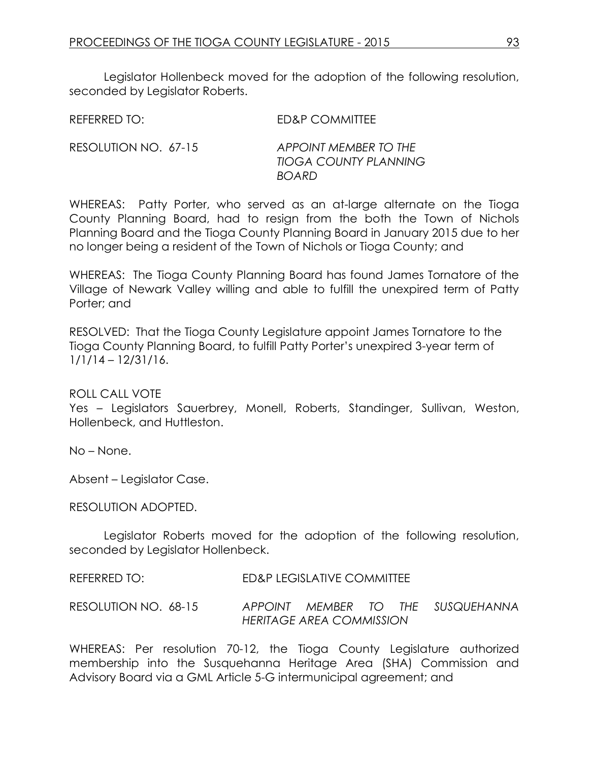Legislator Hollenbeck moved for the adoption of the following resolution, seconded by Legislator Roberts.

REFERRED TO: ED&P COMMITTEE

RESOLUTION NO. 67-15 *APPOINT MEMBER TO THE TIOGA COUNTY PLANNING BOARD*

WHEREAS: Patty Porter, who served as an at-large alternate on the Tioga County Planning Board, had to resign from the both the Town of Nichols Planning Board and the Tioga County Planning Board in January 2015 due to her no longer being a resident of the Town of Nichols or Tioga County; and

WHEREAS: The Tioga County Planning Board has found James Tornatore of the Village of Newark Valley willing and able to fulfill the unexpired term of Patty Porter; and

RESOLVED: That the Tioga County Legislature appoint James Tornatore to the Tioga County Planning Board, to fulfill Patty Porter's unexpired 3-year term of 1/1/14 – 12/31/16.

ROLL CALL VOTE
Yes – Legislators Sauerbrey, Monell, Roberts, Standinger, Sullivan, Weston, Hollenbeck, and Huttleston.

No – None.

Absent – Legislator Case.

RESOLUTION ADOPTED.

Legislator Roberts moved for the adoption of the following resolution, seconded by Legislator Hollenbeck.

REFERRED TO: ED&P LEGISLATIVE COMMITTEE

RESOLUTION NO. 68-15 *APPOINT MEMBER TO THE SUSQUEHANNA HERITAGE AREA COMMISSION*

WHEREAS: Per resolution 70-12, the Tioga County Legislature authorized membership into the Susquehanna Heritage Area (SHA) Commission and Advisory Board via a GML Article 5-G intermunicipal agreement; and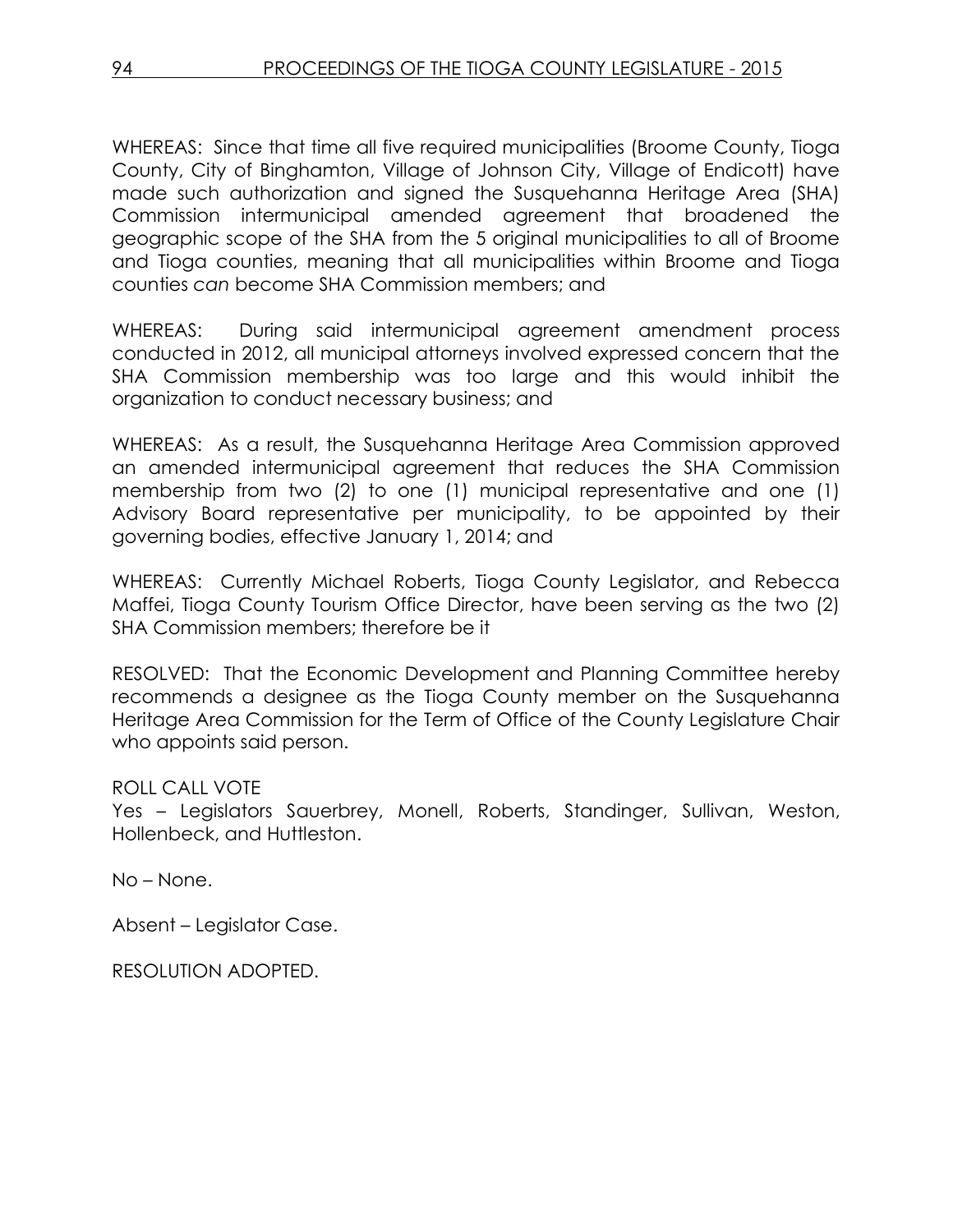WHEREAS: Since that time all five required municipalities (Broome County, Tioga County, City of Binghamton, Village of Johnson City, Village of Endicott) have made such authorization and signed the Susquehanna Heritage Area (SHA) Commission intermunicipal amended agreement that broadened the geographic scope of the SHA from the 5 original municipalities to all of Broome and Tioga counties, meaning that all municipalities within Broome and Tioga counties *can* become SHA Commission members; and

WHEREAS: During said intermunicipal agreement amendment process conducted in 2012, all municipal attorneys involved expressed concern that the SHA Commission membership was too large and this would inhibit the organization to conduct necessary business; and

WHEREAS: As a result, the Susquehanna Heritage Area Commission approved an amended intermunicipal agreement that reduces the SHA Commission membership from two (2) to one (1) municipal representative and one (1) Advisory Board representative per municipality, to be appointed by their governing bodies, effective January 1, 2014; and

WHEREAS: Currently Michael Roberts, Tioga County Legislator, and Rebecca Maffei, Tioga County Tourism Office Director, have been serving as the two (2) SHA Commission members; therefore be it

RESOLVED: That the Economic Development and Planning Committee hereby recommends a designee as the Tioga County member on the Susquehanna Heritage Area Commission for the Term of Office of the County Legislature Chair who appoints said person.

ROLL CALL VOTE
Yes – Legislators Sauerbrey, Monell, Roberts, Standinger, Sullivan, Weston, Hollenbeck, and Huttleston.

No – None.

Absent – Legislator Case.

RESOLUTION ADOPTED.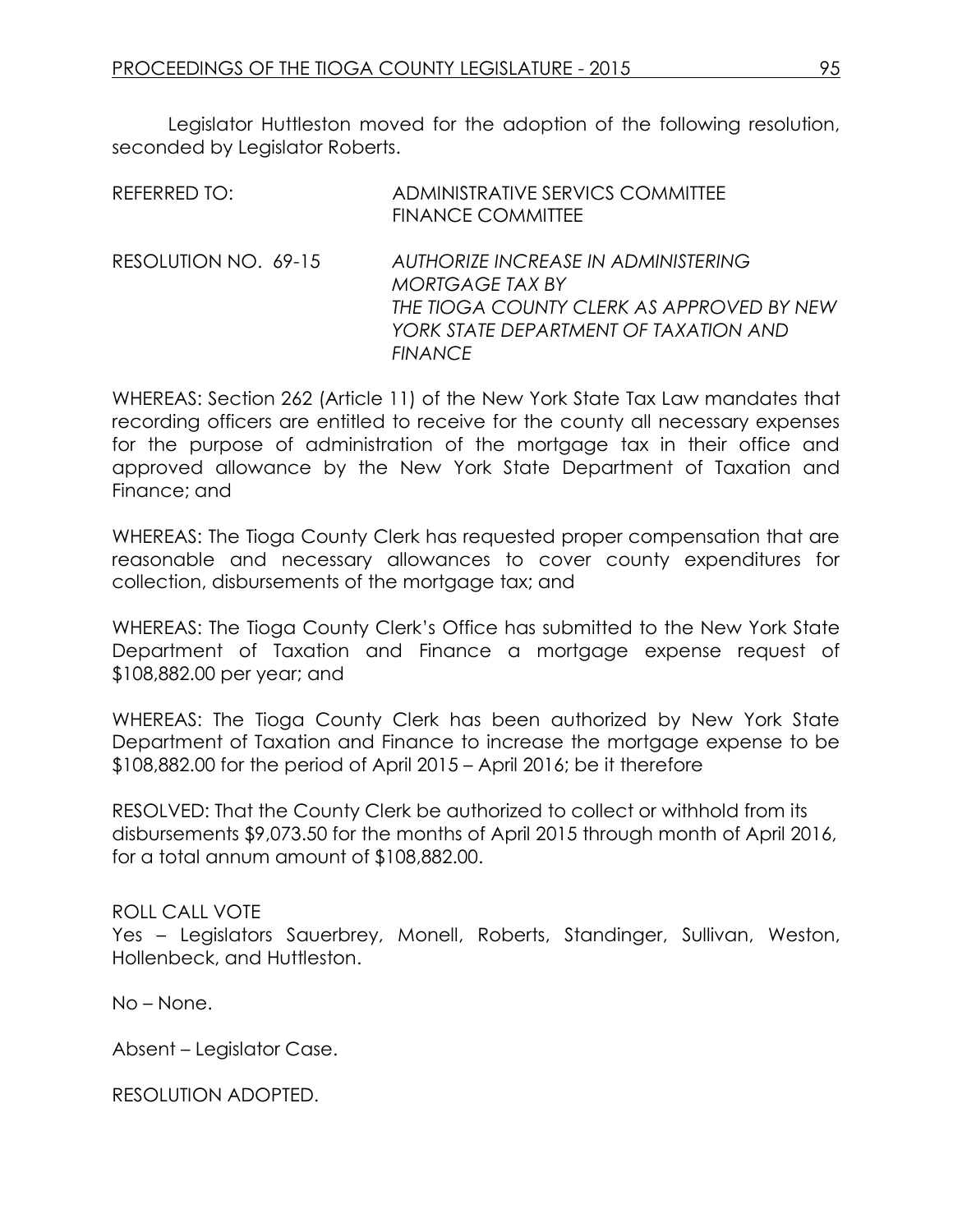Legislator Huttleston moved for the adoption of the following resolution, seconded by Legislator Roberts.

REFERRED TO: ADMINISTRATIVE SERVICES COMMITTEE
FINANCE COMMITTEE

RESOLUTION NO. 69-15 *AUTHORIZE INCREASE IN ADMINISTERING MORTGAGE TAX BY THE TIOGA COUNTY CLERK AS APPROVED BY NEW YORK STATE DEPARTMENT OF TAXATION AND FINANCE*

WHEREAS: Section 262 (Article 11) of the New York State Tax Law mandates that recording officers are entitled to receive for the county all necessary expenses for the purpose of administration of the mortgage tax in their office and approved allowance by the New York State Department of Taxation and Finance; and

WHEREAS: The Tioga County Clerk has requested proper compensation that are reasonable and necessary allowances to cover county expenditures for collection, disbursements of the mortgage tax; and

WHEREAS: The Tioga County Clerk's Office has submitted to the New York State Department of Taxation and Finance a mortgage expense request of $108,882.00 per year; and

WHEREAS: The Tioga County Clerk has been authorized by New York State Department of Taxation and Finance to increase the mortgage expense to be $108,882.00 for the period of April 2015 – April 2016; be it therefore

RESOLVED: That the County Clerk be authorized to collect or withhold from its disbursements $9,073.50 for the months of April 2015 through month of April 2016, for a total annum amount of $108,882.00.

ROLL CALL VOTE
Yes – Legislators Sauerbrey, Monell, Roberts, Standinger, Sullivan, Weston, Hollenbeck, and Huttleston.

No – None.

Absent – Legislator Case.

RESOLUTION ADOPTED.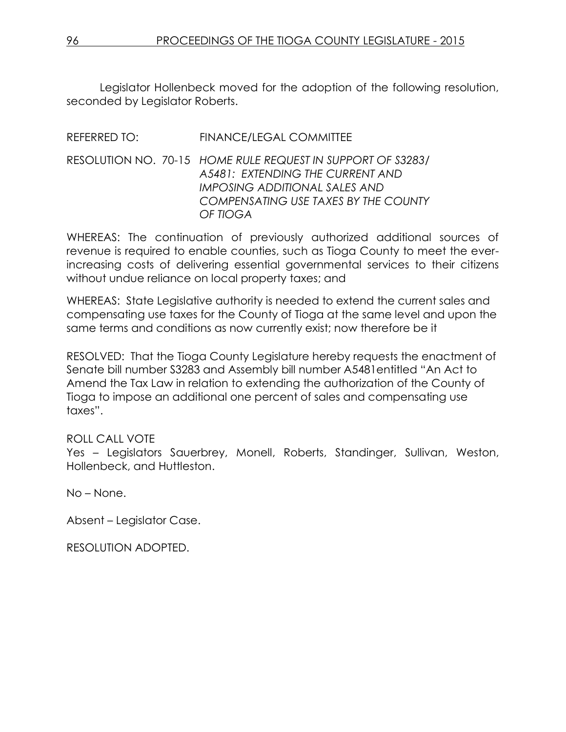Legislator Hollenbeck moved for the adoption of the following resolution, seconded by Legislator Roberts.

REFERRED TO: FINANCE/LEGAL COMMITTEE

RESOLUTION NO. 70-15 *HOME RULE REQUEST IN SUPPORT OF S3283/ A5481: EXTENDING THE CURRENT AND IMPOSING ADDITIONAL SALES AND COMPENSATING USE TAXES BY THE COUNTY OF TIOGA*

WHEREAS: The continuation of previously authorized additional sources of revenue is required to enable counties, such as Tioga County to meet the ever-increasing costs of delivering essential governmental services to their citizens without undue reliance on local property taxes; and

WHEREAS: State Legislative authority is needed to extend the current sales and compensating use taxes for the County of Tioga at the same level and upon the same terms and conditions as now currently exist; now therefore be it

RESOLVED: That the Tioga County Legislature hereby requests the enactment of Senate bill number S3283 and Assembly bill number A5481entitled "An Act to Amend the Tax Law in relation to extending the authorization of the County of Tioga to impose an additional one percent of sales and compensating use taxes".

ROLL CALL VOTE
Yes – Legislators Sauerbrey, Monell, Roberts, Standinger, Sullivan, Weston, Hollenbeck, and Huttleston.

No – None.

Absent – Legislator Case.

RESOLUTION ADOPTED.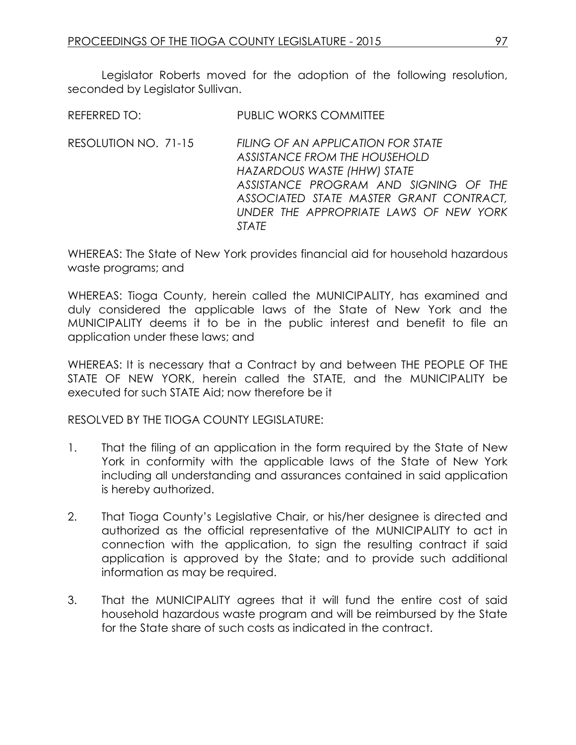Legislator Roberts moved for the adoption of the following resolution, seconded by Legislator Sullivan.

REFERRED TO: PUBLIC WORKS COMMITTEE

RESOLUTION NO. 71-15 *FILING OF AN APPLICATION FOR STATE ASSISTANCE FROM THE HOUSEHOLD HAZARDOUS WASTE (HHW) STATE ASSISTANCE PROGRAM AND SIGNING OF THE ASSOCIATED STATE MASTER GRANT CONTRACT, UNDER THE APPROPRIATE LAWS OF NEW YORK STATE*

WHEREAS: The State of New York provides financial aid for household hazardous waste programs; and

WHEREAS: Tioga County, herein called the MUNICIPALITY, has examined and duly considered the applicable laws of the State of New York and the MUNICIPALITY deems it to be in the public interest and benefit to file an application under these laws; and

WHEREAS: It is necessary that a Contract by and between THE PEOPLE OF THE STATE OF NEW YORK, herein called the STATE, and the MUNICIPALITY be executed for such STATE Aid; now therefore be it

RESOLVED BY THE TIOGA COUNTY LEGISLATURE:

1. That the filing of an application in the form required by the State of New York in conformity with the applicable laws of the State of New York including all understanding and assurances contained in said application is hereby authorized.

2. That Tioga County's Legislative Chair, or his/her designee is directed and authorized as the official representative of the MUNICIPALITY to act in connection with the application, to sign the resulting contract if said application is approved by the State; and to provide such additional information as may be required.

3. That the MUNICIPALITY agrees that it will fund the entire cost of said household hazardous waste program and will be reimbursed by the State for the State share of such costs as indicated in the contract.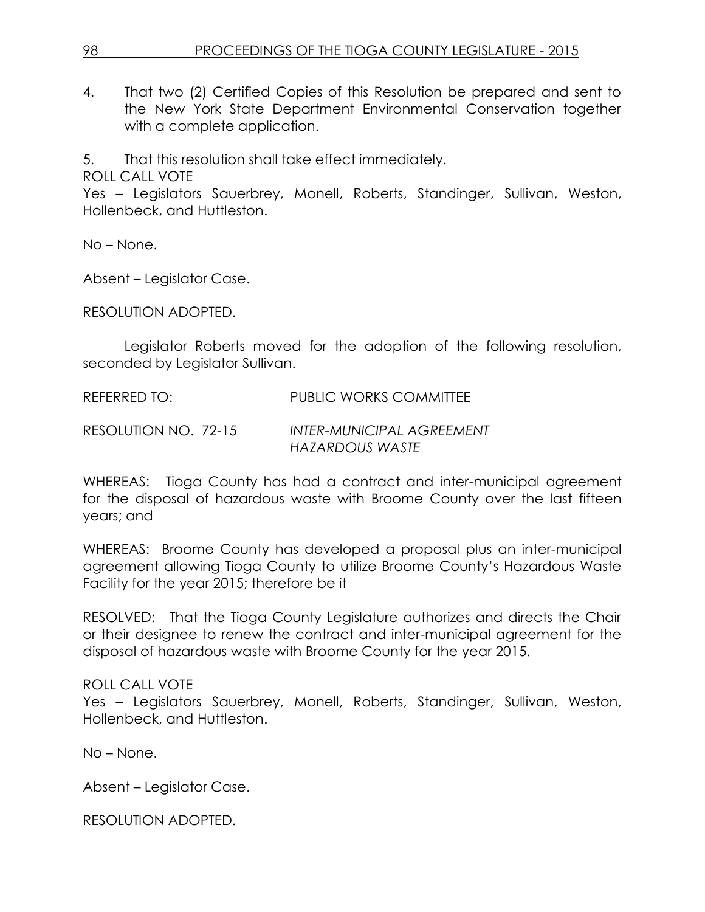4. That two (2) Certified Copies of this Resolution be prepared and sent to the New York State Department Environmental Conservation together with a complete application.

5. That this resolution shall take effect immediately.

ROLL CALL VOTE
Yes – Legislators Sauerbrey, Monell, Roberts, Standinger, Sullivan, Weston, Hollenbeck, and Huttleston.

No – None.

Absent – Legislator Case.

RESOLUTION ADOPTED.

Legislator Roberts moved for the adoption of the following resolution, seconded by Legislator Sullivan.

REFERRED TO: PUBLIC WORKS COMMITTEE

RESOLUTION NO. 72-15 *INTER-MUNICIPAL AGREEMENT HAZARDOUS WASTE*

WHEREAS: Tioga County has had a contract and inter-municipal agreement for the disposal of hazardous waste with Broome County over the last fifteen years; and

WHEREAS: Broome County has developed a proposal plus an inter-municipal agreement allowing Tioga County to utilize Broome County's Hazardous Waste Facility for the year 2015; therefore be it

RESOLVED: That the Tioga County Legislature authorizes and directs the Chair or their designee to renew the contract and inter-municipal agreement for the disposal of hazardous waste with Broome County for the year 2015.

ROLL CALL VOTE
Yes – Legislators Sauerbrey, Monell, Roberts, Standinger, Sullivan, Weston, Hollenbeck, and Huttleston.

No – None.

Absent – Legislator Case.

RESOLUTION ADOPTED.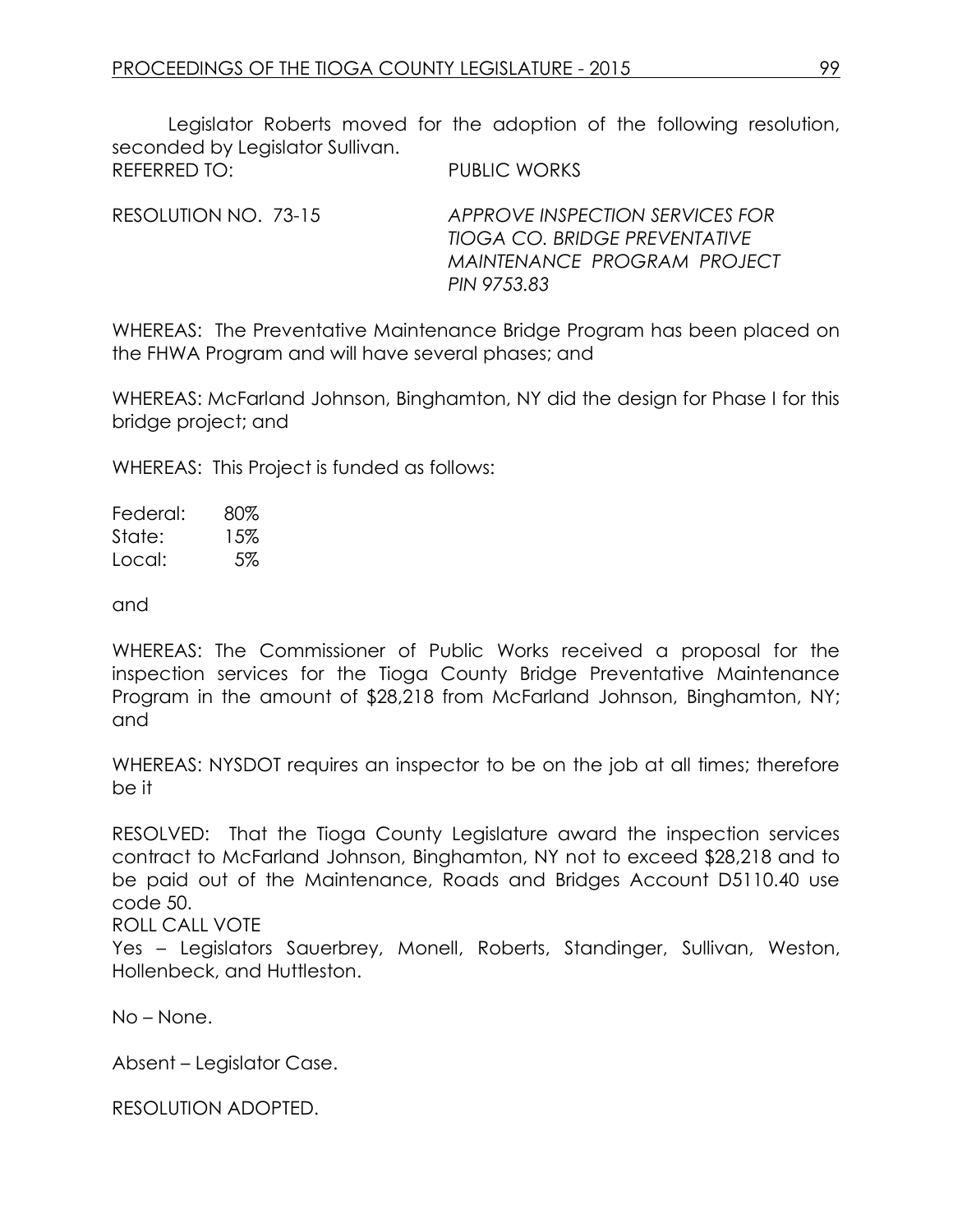Legislator Roberts moved for the adoption of the following resolution, seconded by Legislator Sullivan.

REFERRED TO: PUBLIC WORKS

RESOLUTION NO. 73-15 *APPROVE INSPECTION SERVICES FOR TIOGA CO. BRIDGE PREVENTATIVE MAINTENANCE PROGRAM PROJECT PIN 9753.83*

WHEREAS: The Preventative Maintenance Bridge Program has been placed on the FHWA Program and will have several phases; and

WHEREAS: McFarland Johnson, Binghamton, NY did the design for Phase I for this bridge project; and

WHEREAS: This Project is funded as follows:

Federal: 80%
State: 15%
Local: 5%

and

WHEREAS: The Commissioner of Public Works received a proposal for the inspection services for the Tioga County Bridge Preventative Maintenance Program in the amount of $28,218 from McFarland Johnson, Binghamton, NY; and

WHEREAS: NYSDOT requires an inspector to be on the job at all times; therefore be it

RESOLVED: That the Tioga County Legislature award the inspection services contract to McFarland Johnson, Binghamton, NY not to exceed $28,218 and to be paid out of the Maintenance, Roads and Bridges Account D5110.40 use code 50.

ROLL CALL VOTE

Yes – Legislators Sauerbrey, Monell, Roberts, Standinger, Sullivan, Weston, Hollenbeck, and Huttleston.

No – None.

Absent – Legislator Case.

RESOLUTION ADOPTED.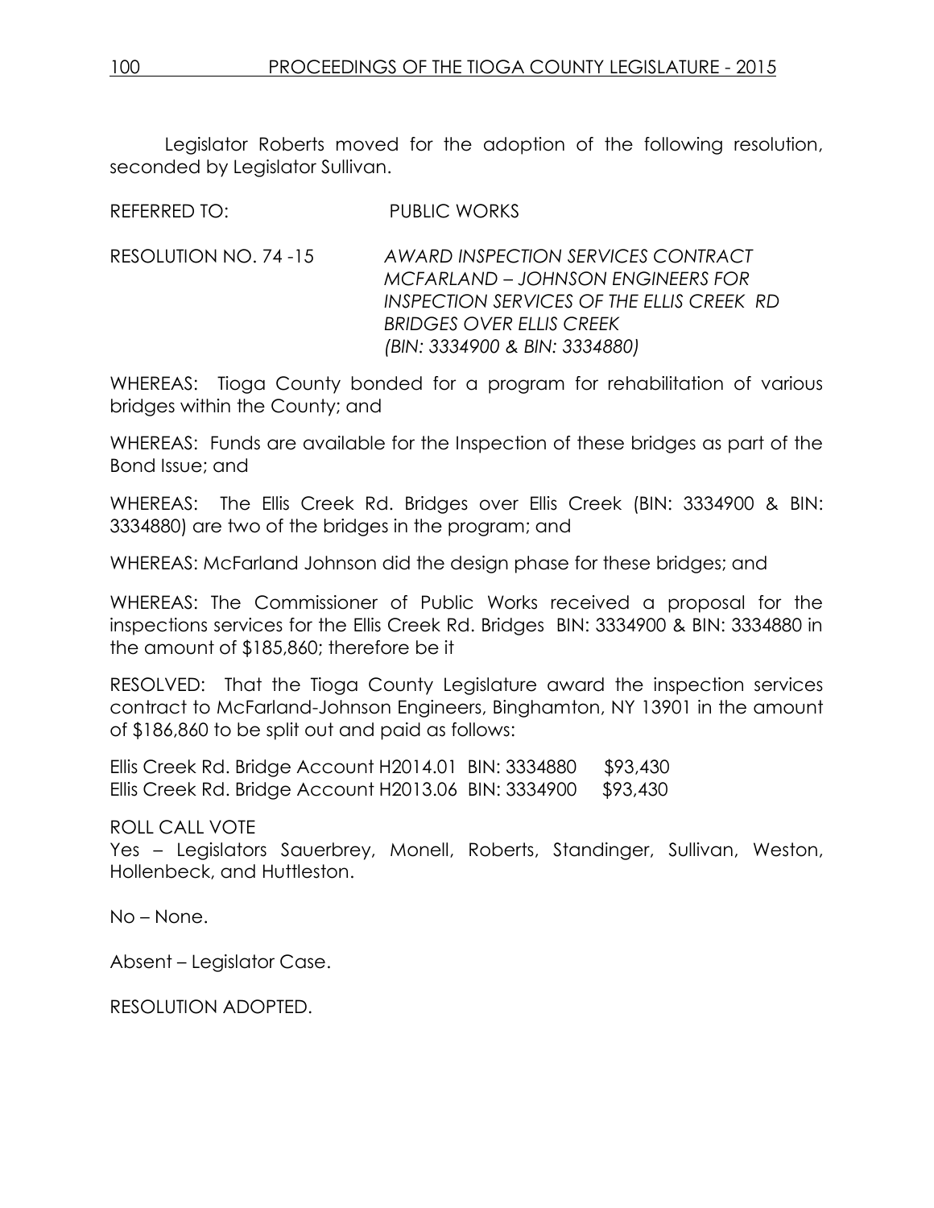Legislator Roberts moved for the adoption of the following resolution, seconded by Legislator Sullivan.

REFERRED TO: PUBLIC WORKS

RESOLUTION NO. 74 -15 *AWARD INSPECTION SERVICES CONTRACT MCFARLAND – JOHNSON ENGINEERS FOR INSPECTION SERVICES OF THE ELLIS CREEK RD BRIDGES OVER ELLIS CREEK (BIN: 3334900 & BIN: 3334880)*

WHEREAS: Tioga County bonded for a program for rehabilitation of various bridges within the County; and

WHEREAS: Funds are available for the Inspection of these bridges as part of the Bond Issue; and

WHEREAS: The Ellis Creek Rd. Bridges over Ellis Creek (BIN: 3334900 & BIN: 3334880) are two of the bridges in the program; and

WHEREAS: McFarland Johnson did the design phase for these bridges; and

WHEREAS: The Commissioner of Public Works received a proposal for the inspections services for the Ellis Creek Rd. Bridges BIN: 3334900 & BIN: 3334880 in the amount of $185,860; therefore be it

RESOLVED: That the Tioga County Legislature award the inspection services contract to McFarland-Johnson Engineers, Binghamton, NY 13901 in the amount of $186,860 to be split out and paid as follows:

Ellis Creek Rd. Bridge Account H2014.01 BIN: 3334880 $93,430
Ellis Creek Rd. Bridge Account H2013.06 BIN: 3334900 $93,430

ROLL CALL VOTE
Yes – Legislators Sauerbrey, Monell, Roberts, Standinger, Sullivan, Weston, Hollenbeck, and Huttleston.

No – None.

Absent – Legislator Case.

RESOLUTION ADOPTED.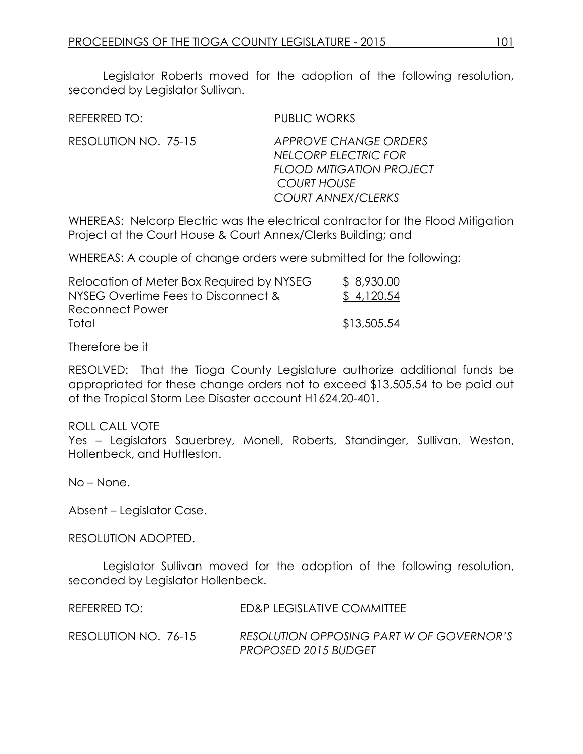Legislator Roberts moved for the adoption of the following resolution, seconded by Legislator Sullivan.

REFERRED TO: PUBLIC WORKS

RESOLUTION NO. 75-15 *APPROVE CHANGE ORDERS*
*NELCORP ELECTRIC FOR*
*FLOOD MITIGATION PROJECT*
*COURT HOUSE*
*COURT ANNEX/CLERKS*

WHEREAS: Nelcorp Electric was the electrical contractor for the Flood Mitigation Project at the Court House & Court Annex/Clerks Building; and

WHEREAS: A couple of change orders were submitted for the following:

| | |
|---|---|
| Relocation of Meter Box Required by NYSEG | $ 8,930.00 |
| NYSEG Overtime Fees to Disconnect & Reconnect Power | $ 4,120.54 |
| Total | $13,505.54 |

Therefore be it

RESOLVED: That the Tioga County Legislature authorize additional funds be appropriated for these change orders not to exceed $13,505.54 to be paid out of the Tropical Storm Lee Disaster account H1624.20-401.

ROLL CALL VOTE
Yes – Legislators Sauerbrey, Monell, Roberts, Standinger, Sullivan, Weston, Hollenbeck, and Huttleston.

No – None.

Absent – Legislator Case.

RESOLUTION ADOPTED.

Legislator Sullivan moved for the adoption of the following resolution, seconded by Legislator Hollenbeck.

REFERRED TO: ED&P LEGISLATIVE COMMITTEE

RESOLUTION NO. 76-15 *RESOLUTION OPPOSING PART W OF GOVERNOR'S PROPOSED 2015 BUDGET*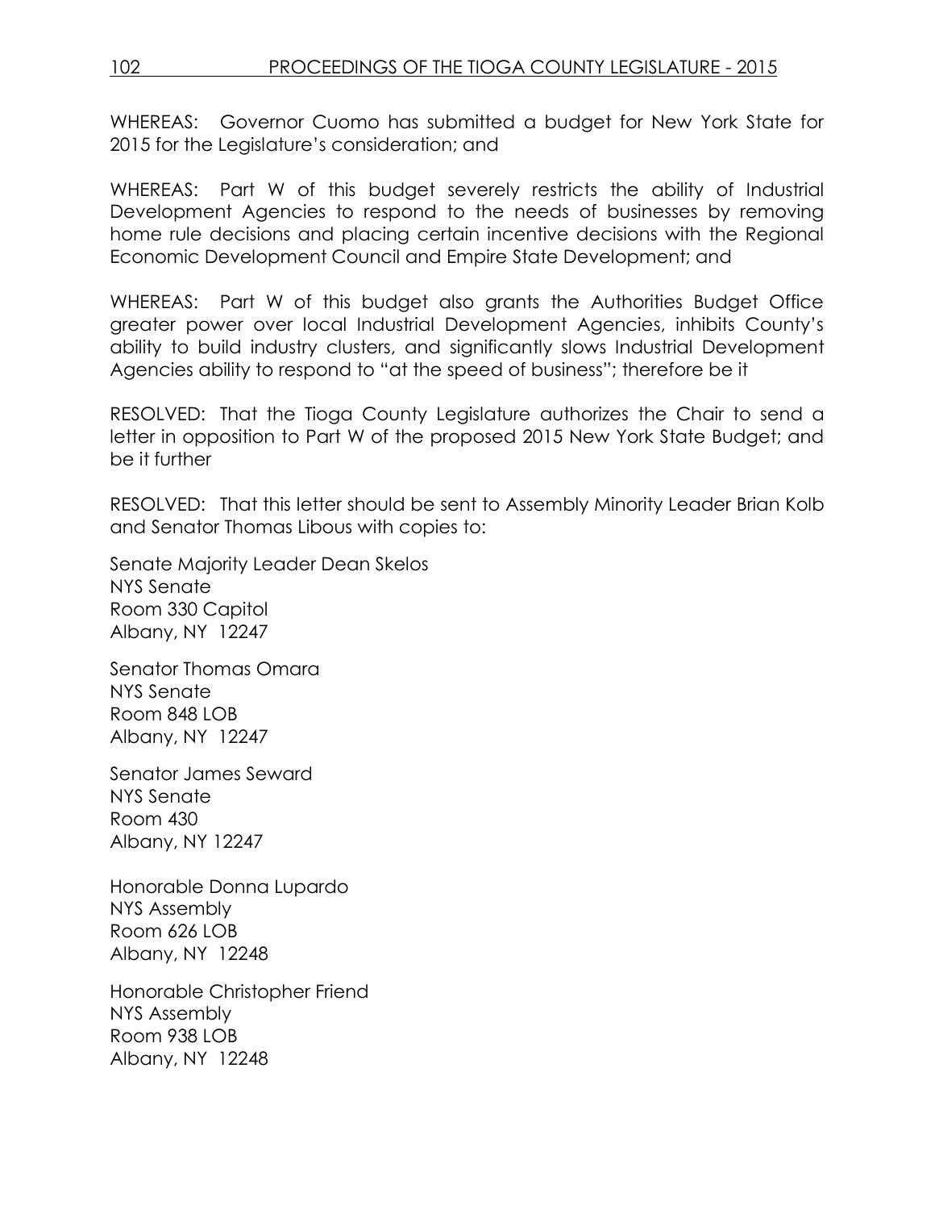WHEREAS: Governor Cuomo has submitted a budget for New York State for 2015 for the Legislature's consideration; and

WHEREAS: Part W of this budget severely restricts the ability of Industrial Development Agencies to respond to the needs of businesses by removing home rule decisions and placing certain incentive decisions with the Regional Economic Development Council and Empire State Development; and

WHEREAS: Part W of this budget also grants the Authorities Budget Office greater power over local Industrial Development Agencies, inhibits County's ability to build industry clusters, and significantly slows Industrial Development Agencies ability to respond to "at the speed of business"; therefore be it

RESOLVED: That the Tioga County Legislature authorizes the Chair to send a letter in opposition to Part W of the proposed 2015 New York State Budget; and be it further

RESOLVED: That this letter should be sent to Assembly Minority Leader Brian Kolb and Senator Thomas Libous with copies to:

Senate Majority Leader Dean Skelos
NYS Senate
Room 330 Capitol
Albany, NY 12247

Senator Thomas Omara
NYS Senate
Room 848 LOB
Albany, NY 12247

Senator James Seward
NYS Senate
Room 430
Albany, NY 12247

Honorable Donna Lupardo
NYS Assembly
Room 626 LOB
Albany, NY 12248

Honorable Christopher Friend
NYS Assembly
Room 938 LOB
Albany, NY 12248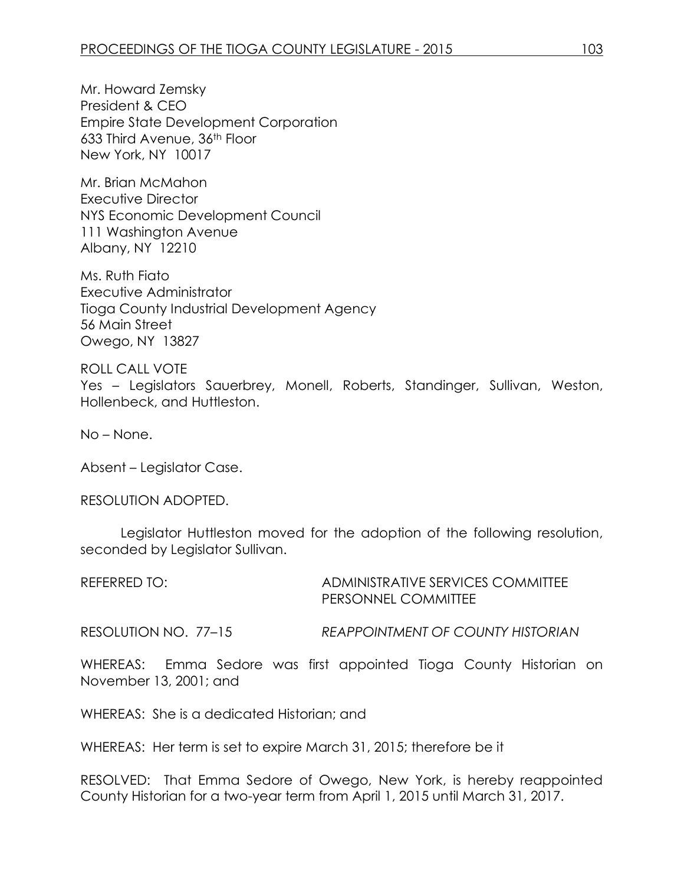Mr. Howard Zemsky
President & CEO
Empire State Development Corporation
633 Third Avenue, 36th Floor
New York, NY 10017

Mr. Brian McMahon
Executive Director
NYS Economic Development Council
111 Washington Avenue
Albany, NY 12210

Ms. Ruth Fiato
Executive Administrator
Tioga County Industrial Development Agency
56 Main Street
Owego, NY 13827

ROLL CALL VOTE
Yes – Legislators Sauerbrey, Monell, Roberts, Standinger, Sullivan, Weston, Hollenbeck, and Huttleston.

No – None.

Absent – Legislator Case.

RESOLUTION ADOPTED.

Legislator Huttleston moved for the adoption of the following resolution, seconded by Legislator Sullivan.

REFERRED TO: ADMINISTRATIVE SERVICES COMMITTEE
PERSONNEL COMMITTEE

RESOLUTION NO. 77–15 *REAPPOINTMENT OF COUNTY HISTORIAN*

WHEREAS: Emma Sedore was first appointed Tioga County Historian on November 13, 2001; and

WHEREAS: She is a dedicated Historian; and

WHEREAS: Her term is set to expire March 31, 2015; therefore be it

RESOLVED: That Emma Sedore of Owego, New York, is hereby reappointed County Historian for a two-year term from April 1, 2015 until March 31, 2017.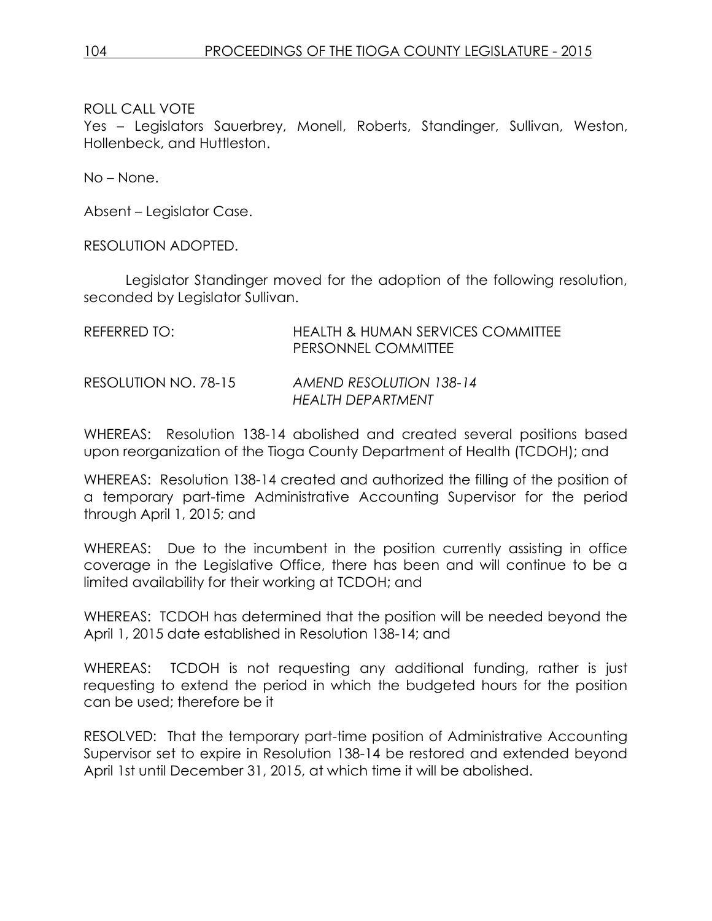ROLL CALL VOTE
Yes – Legislators Sauerbrey, Monell, Roberts, Standinger, Sullivan, Weston, Hollenbeck, and Huttleston.

No – None.

Absent – Legislator Case.

RESOLUTION ADOPTED.

Legislator Standinger moved for the adoption of the following resolution, seconded by Legislator Sullivan.

REFERRED TO: HEALTH & HUMAN SERVICES COMMITTEE
PERSONNEL COMMITTEE

RESOLUTION NO. 78-15 *AMEND RESOLUTION 138-14*
*HEALTH DEPARTMENT*

WHEREAS: Resolution 138-14 abolished and created several positions based upon reorganization of the Tioga County Department of Health (TCDOH); and

WHEREAS: Resolution 138-14 created and authorized the filling of the position of a temporary part-time Administrative Accounting Supervisor for the period through April 1, 2015; and

WHEREAS: Due to the incumbent in the position currently assisting in office coverage in the Legislative Office, there has been and will continue to be a limited availability for their working at TCDOH; and

WHEREAS: TCDOH has determined that the position will be needed beyond the April 1, 2015 date established in Resolution 138-14; and

WHEREAS: TCDOH is not requesting any additional funding, rather is just requesting to extend the period in which the budgeted hours for the position can be used; therefore be it

RESOLVED: That the temporary part-time position of Administrative Accounting Supervisor set to expire in Resolution 138-14 be restored and extended beyond April 1st until December 31, 2015, at which time it will be abolished.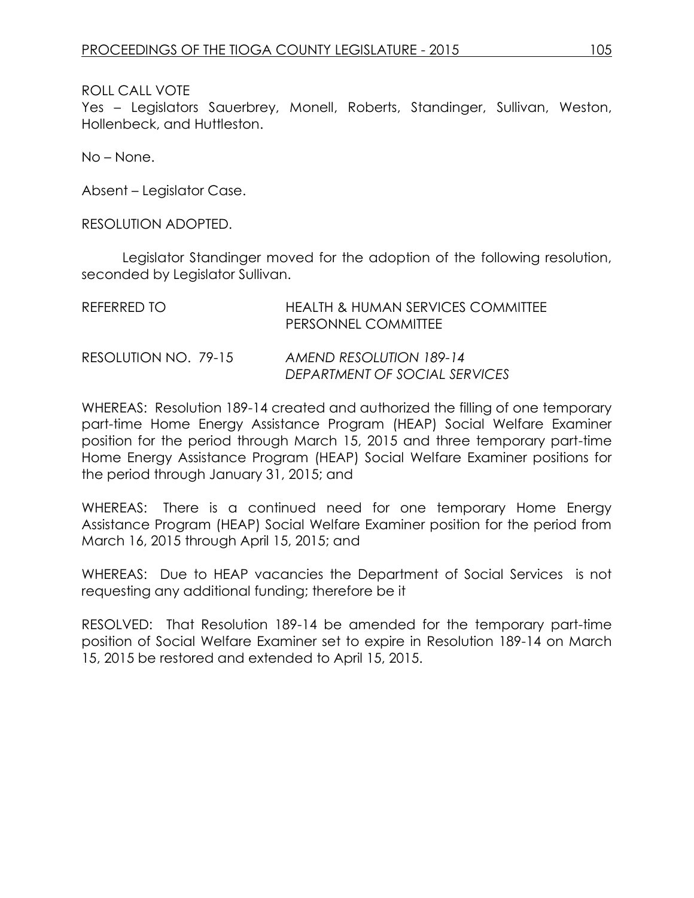ROLL CALL VOTE

Yes – Legislators Sauerbrey, Monell, Roberts, Standinger, Sullivan, Weston, Hollenbeck, and Huttleston.

No – None.

Absent – Legislator Case.

RESOLUTION ADOPTED.

Legislator Standinger moved for the adoption of the following resolution, seconded by Legislator Sullivan.

| | |
|---|---|
| REFERRED TO | HEALTH & HUMAN SERVICES COMMITTEE<br>PERSONNEL COMMITTEE |
| RESOLUTION NO. 79-15 | *AMEND RESOLUTION 189-14*<br>*DEPARTMENT OF SOCIAL SERVICES* |

WHEREAS: Resolution 189-14 created and authorized the filling of one temporary part-time Home Energy Assistance Program (HEAP) Social Welfare Examiner position for the period through March 15, 2015 and three temporary part-time Home Energy Assistance Program (HEAP) Social Welfare Examiner positions for the period through January 31, 2015; and

WHEREAS: There is a continued need for one temporary Home Energy Assistance Program (HEAP) Social Welfare Examiner position for the period from March 16, 2015 through April 15, 2015; and

WHEREAS: Due to HEAP vacancies the Department of Social Services is not requesting any additional funding; therefore be it

RESOLVED: That Resolution 189-14 be amended for the temporary part-time position of Social Welfare Examiner set to expire in Resolution 189-14 on March 15, 2015 be restored and extended to April 15, 2015.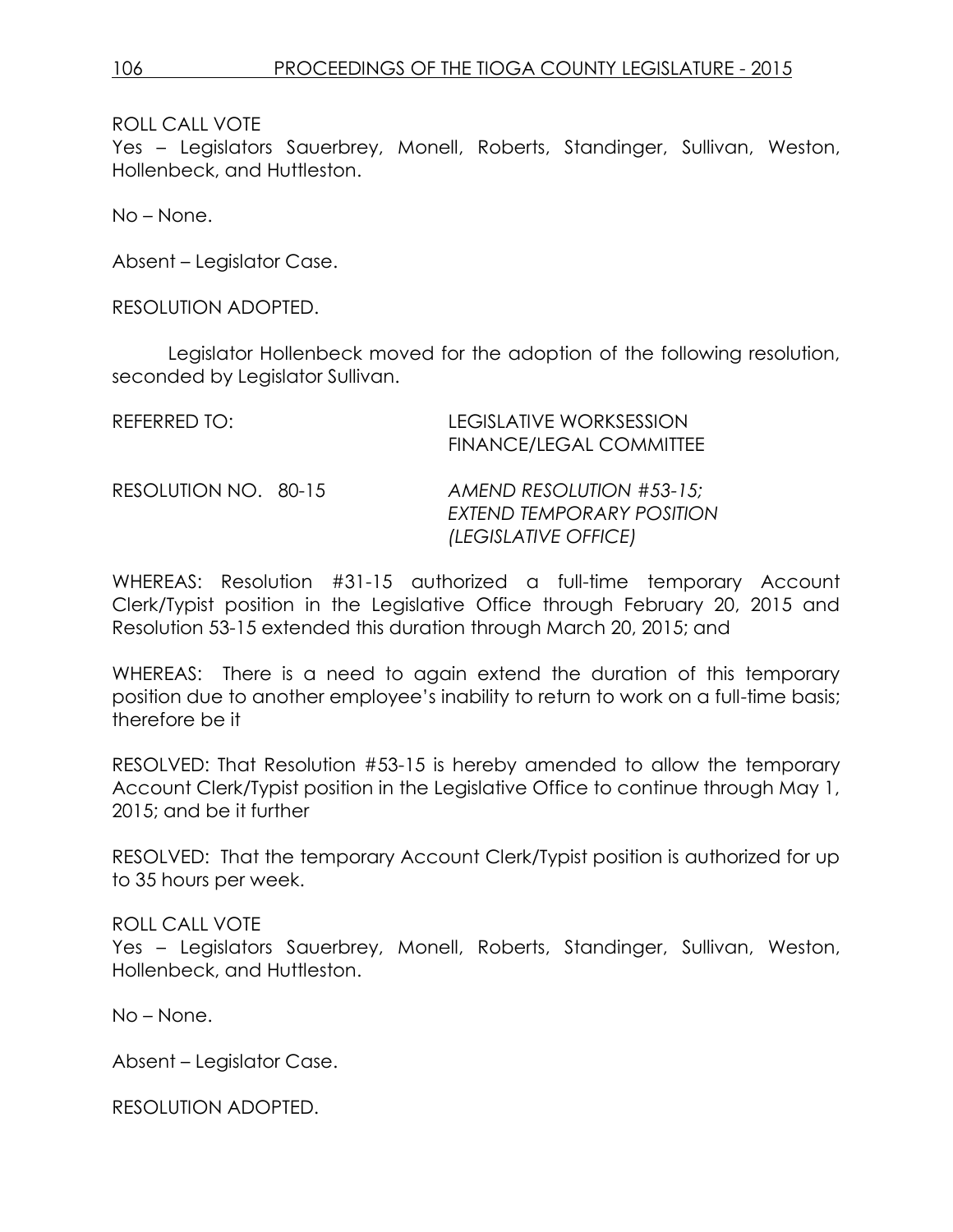ROLL CALL VOTE
Yes – Legislators Sauerbrey, Monell, Roberts, Standinger, Sullivan, Weston, Hollenbeck, and Huttleston.

No – None.

Absent – Legislator Case.

RESOLUTION ADOPTED.

Legislator Hollenbeck moved for the adoption of the following resolution, seconded by Legislator Sullivan.

REFERRED TO: LEGISLATIVE WORKSESSION
FINANCE/LEGAL COMMITTEE

RESOLUTION NO. 80-15 *AMEND RESOLUTION #53-15; EXTEND TEMPORARY POSITION (LEGISLATIVE OFFICE)*

WHEREAS: Resolution #31-15 authorized a full-time temporary Account Clerk/Typist position in the Legislative Office through February 20, 2015 and Resolution 53-15 extended this duration through March 20, 2015; and

WHEREAS: There is a need to again extend the duration of this temporary position due to another employee's inability to return to work on a full-time basis; therefore be it

RESOLVED: That Resolution #53-15 is hereby amended to allow the temporary Account Clerk/Typist position in the Legislative Office to continue through May 1, 2015; and be it further

RESOLVED: That the temporary Account Clerk/Typist position is authorized for up to 35 hours per week.

ROLL CALL VOTE
Yes – Legislators Sauerbrey, Monell, Roberts, Standinger, Sullivan, Weston, Hollenbeck, and Huttleston.

No – None.

Absent – Legislator Case.

RESOLUTION ADOPTED.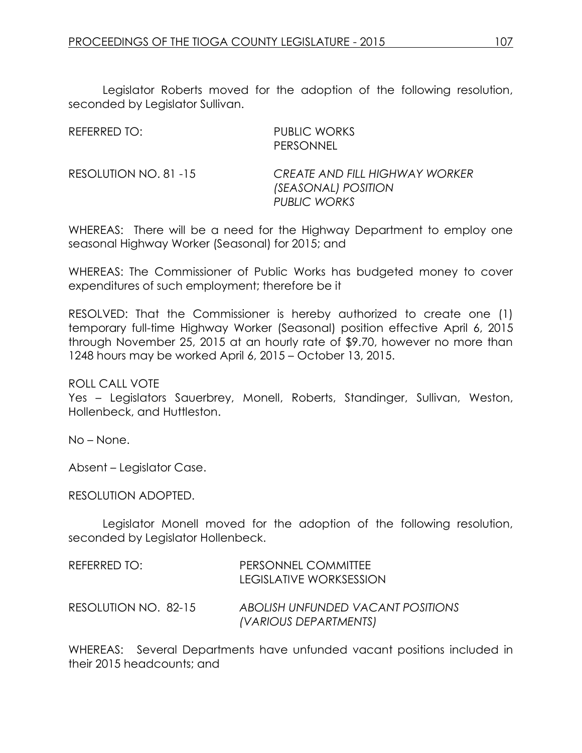Legislator Roberts moved for the adoption of the following resolution, seconded by Legislator Sullivan.

REFERRED TO: PUBLIC WORKS
PERSONNEL

RESOLUTION NO. 81 -15 *CREATE AND FILL HIGHWAY WORKER (SEASONAL) POSITION PUBLIC WORKS*

WHEREAS: There will be a need for the Highway Department to employ one seasonal Highway Worker (Seasonal) for 2015; and

WHEREAS: The Commissioner of Public Works has budgeted money to cover expenditures of such employment; therefore be it

RESOLVED: That the Commissioner is hereby authorized to create one (1) temporary full-time Highway Worker (Seasonal) position effective April 6, 2015 through November 25, 2015 at an hourly rate of $9.70, however no more than 1248 hours may be worked April 6, 2015 – October 13, 2015.

ROLL CALL VOTE
Yes – Legislators Sauerbrey, Monell, Roberts, Standinger, Sullivan, Weston, Hollenbeck, and Huttleston.

No – None.

Absent – Legislator Case.

RESOLUTION ADOPTED.

Legislator Monell moved for the adoption of the following resolution, seconded by Legislator Hollenbeck.

REFERRED TO: PERSONNEL COMMITTEE
LEGISLATIVE WORKSESSION

RESOLUTION NO. 82-15 *ABOLISH UNFUNDED VACANT POSITIONS (VARIOUS DEPARTMENTS)*

WHEREAS: Several Departments have unfunded vacant positions included in their 2015 headcounts; and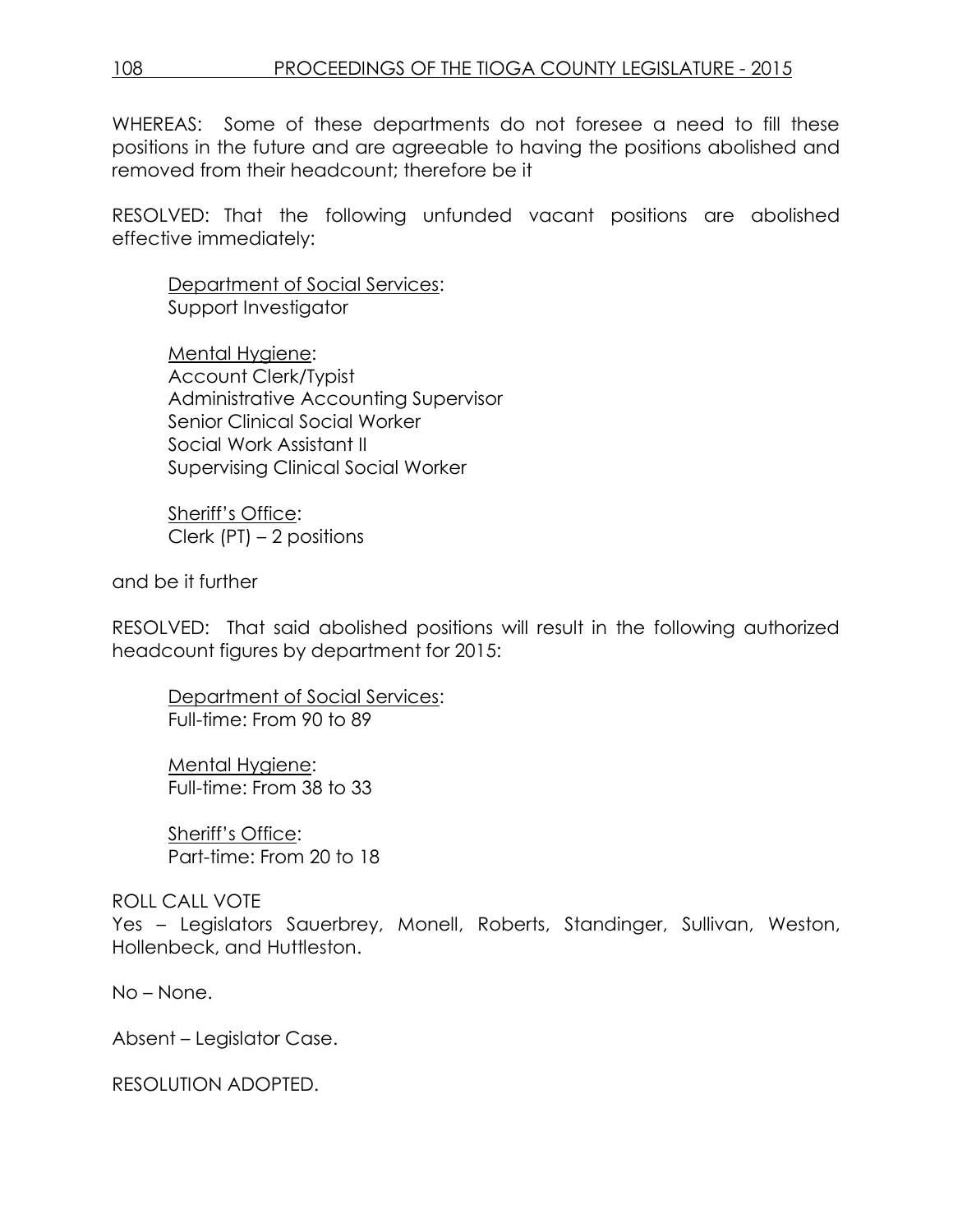WHEREAS: Some of these departments do not foresee a need to fill these positions in the future and are agreeable to having the positions abolished and removed from their headcount; therefore be it

RESOLVED: That the following unfunded vacant positions are abolished effective immediately:

<u>Department of Social Services</u>:
Support Investigator

<u>Mental Hygiene</u>:
Account Clerk/Typist
Administrative Accounting Supervisor
Senior Clinical Social Worker
Social Work Assistant II
Supervising Clinical Social Worker

<u>Sheriff's Office</u>:
Clerk (PT) – 2 positions

and be it further

RESOLVED: That said abolished positions will result in the following authorized headcount figures by department for 2015:

<u>Department of Social Services</u>:
Full-time: From 90 to 89

<u>Mental Hygiene</u>:
Full-time: From 38 to 33

<u>Sheriff's Office</u>:
Part-time: From 20 to 18

ROLL CALL VOTE
Yes – Legislators Sauerbrey, Monell, Roberts, Standinger, Sullivan, Weston, Hollenbeck, and Huttleston.

No – None.

Absent – Legislator Case.

RESOLUTION ADOPTED.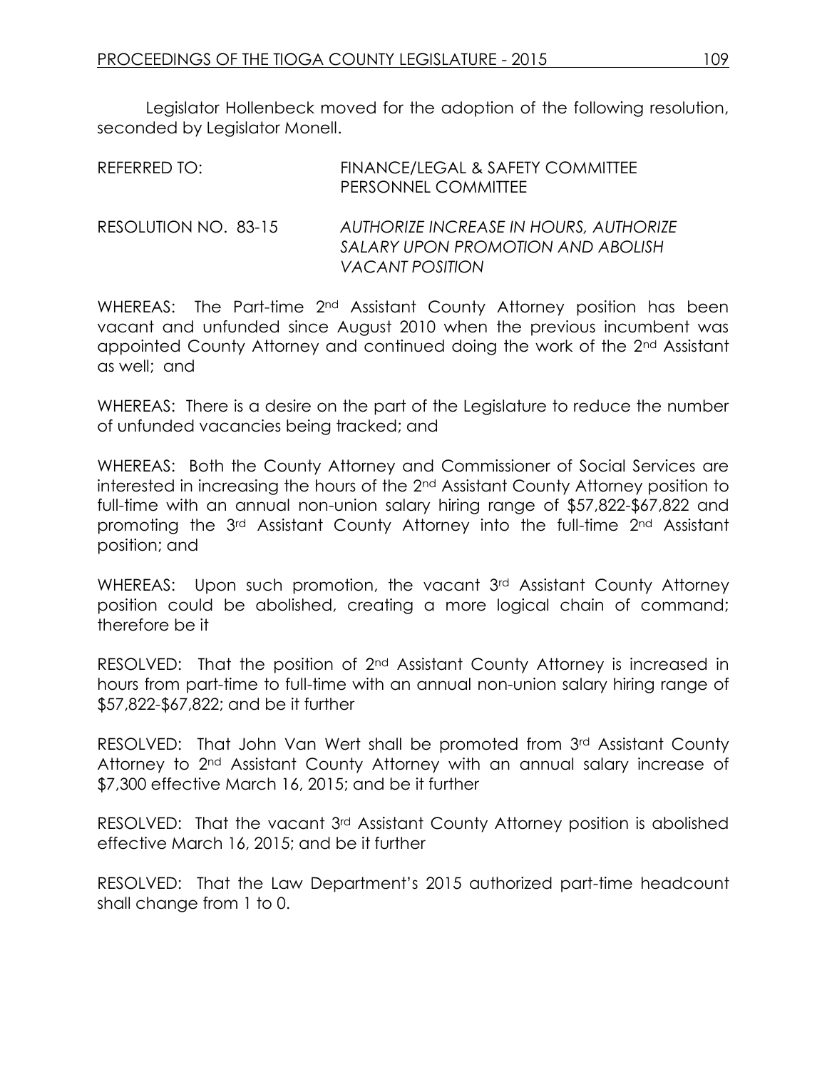Legislator Hollenbeck moved for the adoption of the following resolution, seconded by Legislator Monell.

REFERRED TO: FINANCE/LEGAL & SAFETY COMMITTEE
PERSONNEL COMMITTEE

RESOLUTION NO. 83-15 *AUTHORIZE INCREASE IN HOURS, AUTHORIZE SALARY UPON PROMOTION AND ABOLISH VACANT POSITION*

WHEREAS: The Part-time 2nd Assistant County Attorney position has been vacant and unfunded since August 2010 when the previous incumbent was appointed County Attorney and continued doing the work of the 2nd Assistant as well; and

WHEREAS: There is a desire on the part of the Legislature to reduce the number of unfunded vacancies being tracked; and

WHEREAS: Both the County Attorney and Commissioner of Social Services are interested in increasing the hours of the 2nd Assistant County Attorney position to full-time with an annual non-union salary hiring range of \$57,822-\$67,822 and promoting the 3rd Assistant County Attorney into the full-time 2nd Assistant position; and

WHEREAS: Upon such promotion, the vacant 3rd Assistant County Attorney position could be abolished, creating a more logical chain of command; therefore be it

RESOLVED: That the position of 2nd Assistant County Attorney is increased in hours from part-time to full-time with an annual non-union salary hiring range of \$57,822-\$67,822; and be it further

RESOLVED: That John Van Wert shall be promoted from 3rd Assistant County Attorney to 2nd Assistant County Attorney with an annual salary increase of \$7,300 effective March 16, 2015; and be it further

RESOLVED: That the vacant 3rd Assistant County Attorney position is abolished effective March 16, 2015; and be it further

RESOLVED: That the Law Department's 2015 authorized part-time headcount shall change from 1 to 0.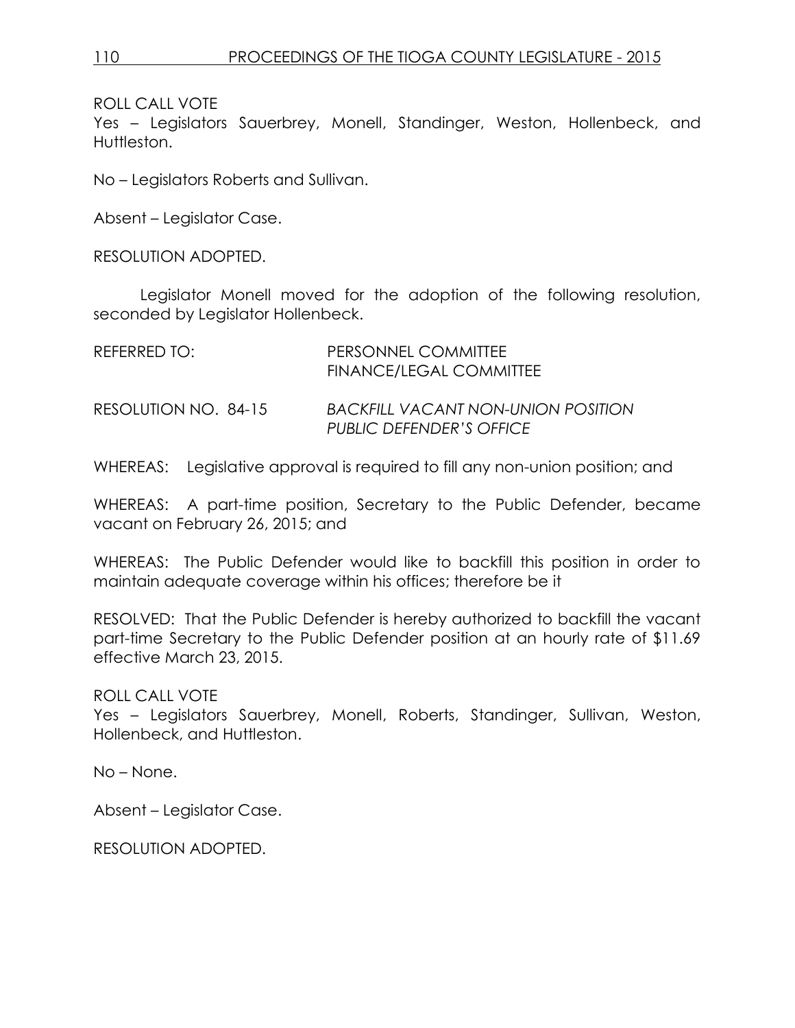ROLL CALL VOTE
Yes – Legislators Sauerbrey, Monell, Standinger, Weston, Hollenbeck, and Huttleston.

No – Legislators Roberts and Sullivan.

Absent – Legislator Case.

RESOLUTION ADOPTED.

Legislator Monell moved for the adoption of the following resolution, seconded by Legislator Hollenbeck.

REFERRED TO: PERSONNEL COMMITTEE
FINANCE/LEGAL COMMITTEE

RESOLUTION NO. 84-15 *BACKFILL VACANT NON-UNION POSITION PUBLIC DEFENDER'S OFFICE*

WHEREAS: Legislative approval is required to fill any non-union position; and

WHEREAS: A part-time position, Secretary to the Public Defender, became vacant on February 26, 2015; and

WHEREAS: The Public Defender would like to backfill this position in order to maintain adequate coverage within his offices; therefore be it

RESOLVED: That the Public Defender is hereby authorized to backfill the vacant part-time Secretary to the Public Defender position at an hourly rate of $11.69 effective March 23, 2015.

ROLL CALL VOTE
Yes – Legislators Sauerbrey, Monell, Roberts, Standinger, Sullivan, Weston, Hollenbeck, and Huttleston.

No – None.

Absent – Legislator Case.

RESOLUTION ADOPTED.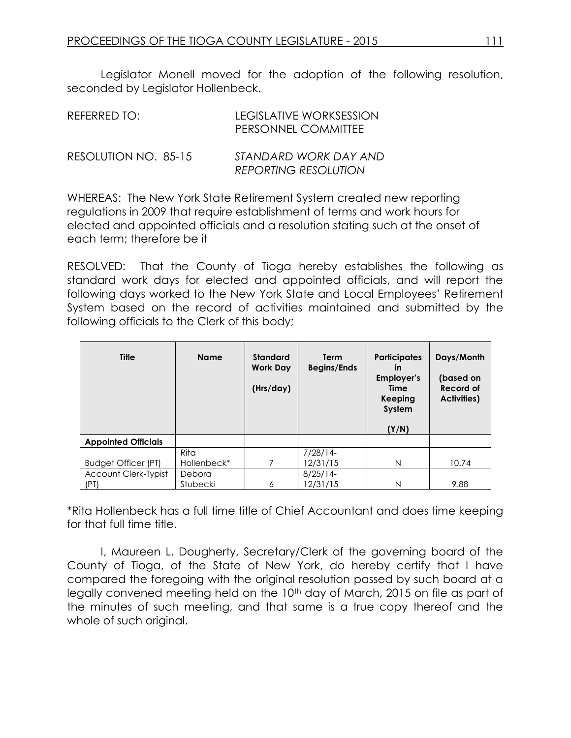Legislator Monell moved for the adoption of the following resolution, seconded by Legislator Hollenbeck.

REFERRED TO: LEGISLATIVE WORKSESSION
PERSONNEL COMMITTEE

RESOLUTION NO. 85-15 *STANDARD WORK DAY AND REPORTING RESOLUTION*

WHEREAS: The New York State Retirement System created new reporting regulations in 2009 that require establishment of terms and work hours for elected and appointed officials and a resolution stating such at the onset of each term; therefore be it

RESOLVED: That the County of Tioga hereby establishes the following as standard work days for elected and appointed officials, and will report the following days worked to the New York State and Local Employees' Retirement System based on the record of activities maintained and submitted by the following officials to the Clerk of this body;

| Title | Name | Standard Work Day (Hrs/day) | Term Begins/Ends | Participates in Employer's Time Keeping System (Y/N) | Days/Month (based on Record of Activities) |
|---|---|---|---|---|---|
| **Appointed Officials** | | | | | |
| Budget Officer (PT) | Rita Hollenbeck* | 7 | 7/28/14-12/31/15 | N | 10.74 |
| Account Clerk-Typist (PT) | Debora Stubecki | 6 | 8/25/14-12/31/15 | N | 9.88 |

*Rita Hollenbeck has a full time title of Chief Accountant and does time keeping for that full time title.

I, Maureen L. Dougherty, Secretary/Clerk of the governing board of the County of Tioga, of the State of New York, do hereby certify that I have compared the foregoing with the original resolution passed by such board at a legally convened meeting held on the 10th day of March, 2015 on file as part of the minutes of such meeting, and that same is a true copy thereof and the whole of such original.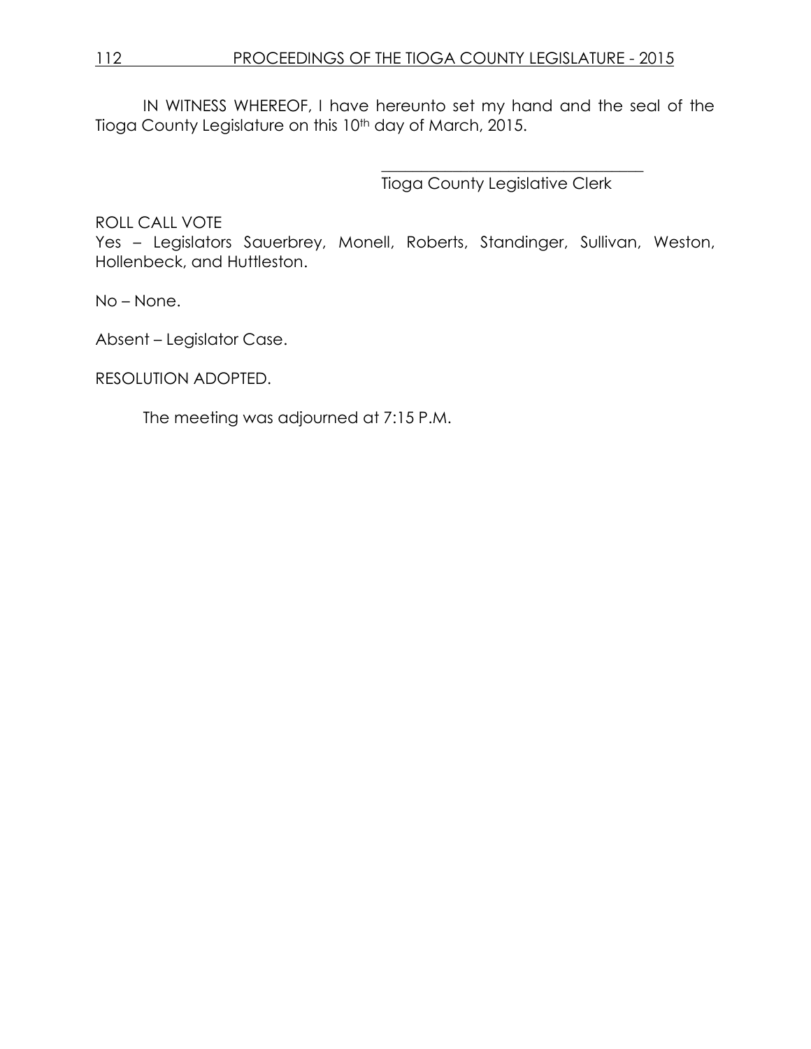IN WITNESS WHEREOF, I have hereunto set my hand and the seal of the Tioga County Legislature on this 10th day of March, 2015.

\_\_\_\_\_\_\_\_\_\_\_\_\_\_\_\_\_\_\_\_\_\_\_\_\_\_\_\_\_\_\_\_\_\_\_

Tioga County Legislative Clerk

ROLL CALL VOTE
Yes – Legislators Sauerbrey, Monell, Roberts, Standinger, Sullivan, Weston, Hollenbeck, and Huttleston.

No – None.

Absent – Legislator Case.

RESOLUTION ADOPTED.

The meeting was adjourned at 7:15 P.M.